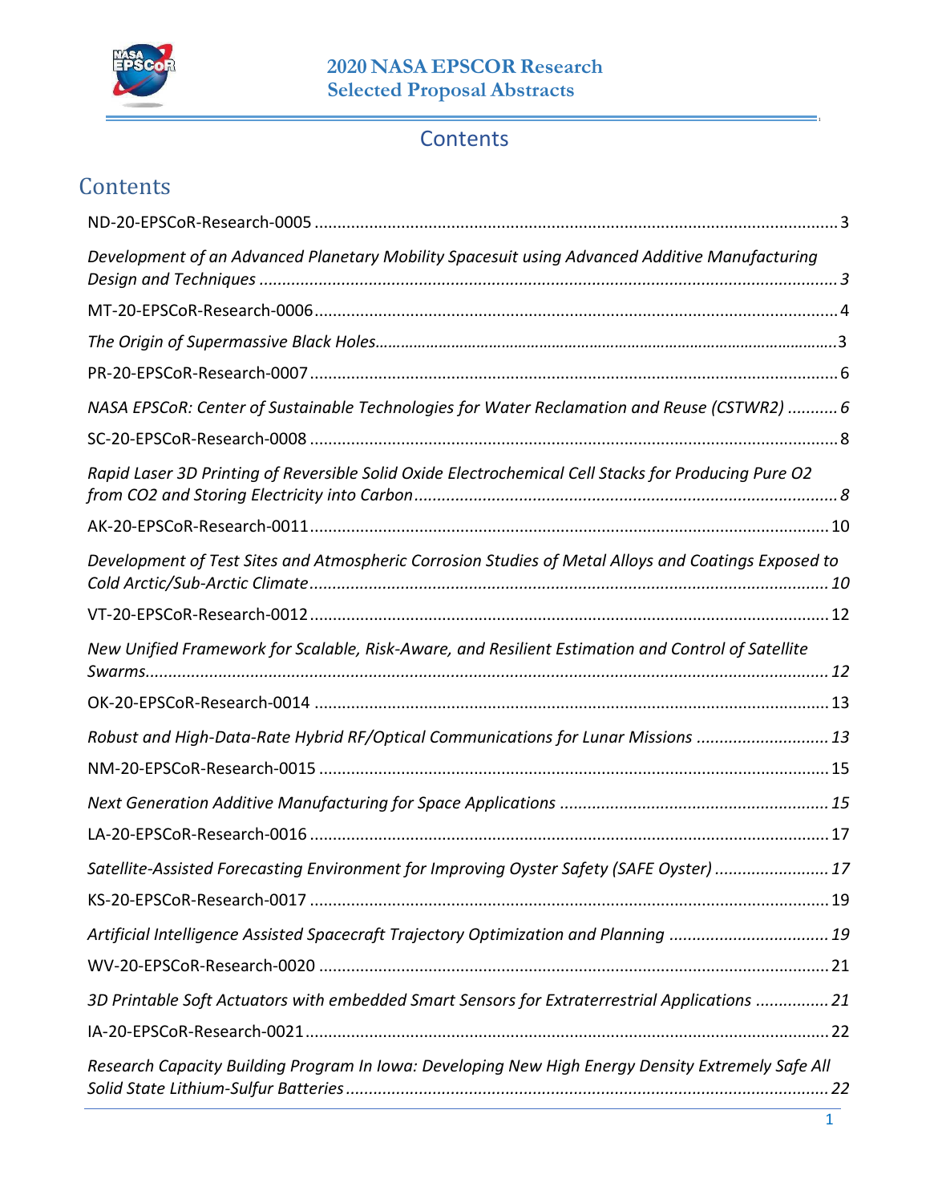# Contents

## Contents

ND-20-EPSCoR-Research-0005 .......... 3

*Development of an Advanced Planetary Mobility Spacesuit using Advanced Additive Manufacturing Design and Techniques* .......... 3

MT-20-EPSCoR-Research-0006 .......... 4

*The Origin of Supermassive Black Holes* .......... 3

PR-20-EPSCoR-Research-0007 .......... 6

*NASA EPSCoR: Center of Sustainable Technologies for Water Reclamation and Reuse (CSTWR2)* .......... 6

SC-20-EPSCoR-Research-0008 .......... 8

*Rapid Laser 3D Printing of Reversible Solid Oxide Electrochemical Cell Stacks for Producing Pure O2 from CO2 and Storing Electricity into Carbon* .......... 8

AK-20-EPSCoR-Research-0011 .......... 10

*Development of Test Sites and Atmospheric Corrosion Studies of Metal Alloys and Coatings Exposed to Cold Arctic/Sub-Arctic Climate* .......... 10

VT-20-EPSCoR-Research-0012 .......... 12

*New Unified Framework for Scalable, Risk-Aware, and Resilient Estimation and Control of Satellite Swarms* .......... 12

OK-20-EPSCoR-Research-0014 .......... 13

*Robust and High-Data-Rate Hybrid RF/Optical Communications for Lunar Missions* .......... 13

NM-20-EPSCoR-Research-0015 .......... 15

*Next Generation Additive Manufacturing for Space Applications* .......... 15

LA-20-EPSCoR-Research-0016 .......... 17

*Satellite-Assisted Forecasting Environment for Improving Oyster Safety (SAFE Oyster)* .......... 17

KS-20-EPSCoR-Research-0017 .......... 19

*Artificial Intelligence Assisted Spacecraft Trajectory Optimization and Planning* .......... 19

WV-20-EPSCoR-Research-0020 .......... 21

*3D Printable Soft Actuators with embedded Smart Sensors for Extraterrestrial Applications* .......... 21

IA-20-EPSCoR-Research-0021 .......... 22

*Research Capacity Building Program In Iowa: Developing New High Energy Density Extremely Safe All Solid State Lithium-Sulfur Batteries* .......... 22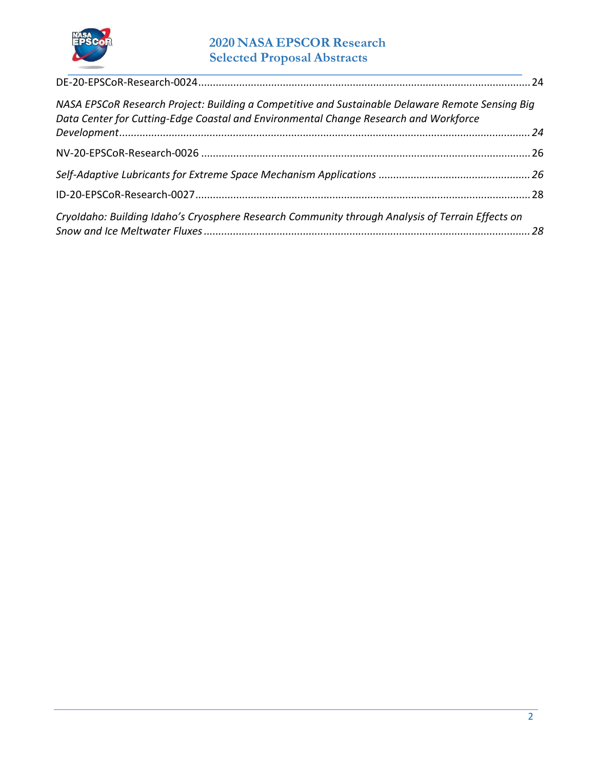DE-20-EPSCoR-Research-0024 ........................................................................................................ 24

*NASA EPSCoR Research Project: Building a Competitive and Sustainable Delaware Remote Sensing Big Data Center for Cutting-Edge Coastal and Environmental Change Research and Workforce Development* ........................................................................................................ *24*

NV-20-EPSCoR-Research-0026 ........................................................................................................ 26

*Self-Adaptive Lubricants for Extreme Space Mechanism Applications* ........................................................ *26*

ID-20-EPSCoR-Research-0027 ........................................................................................................ 28

*CryoIdaho: Building Idaho's Cryosphere Research Community through Analysis of Terrain Effects on Snow and Ice Meltwater Fluxes* ........................................................................................................ *28*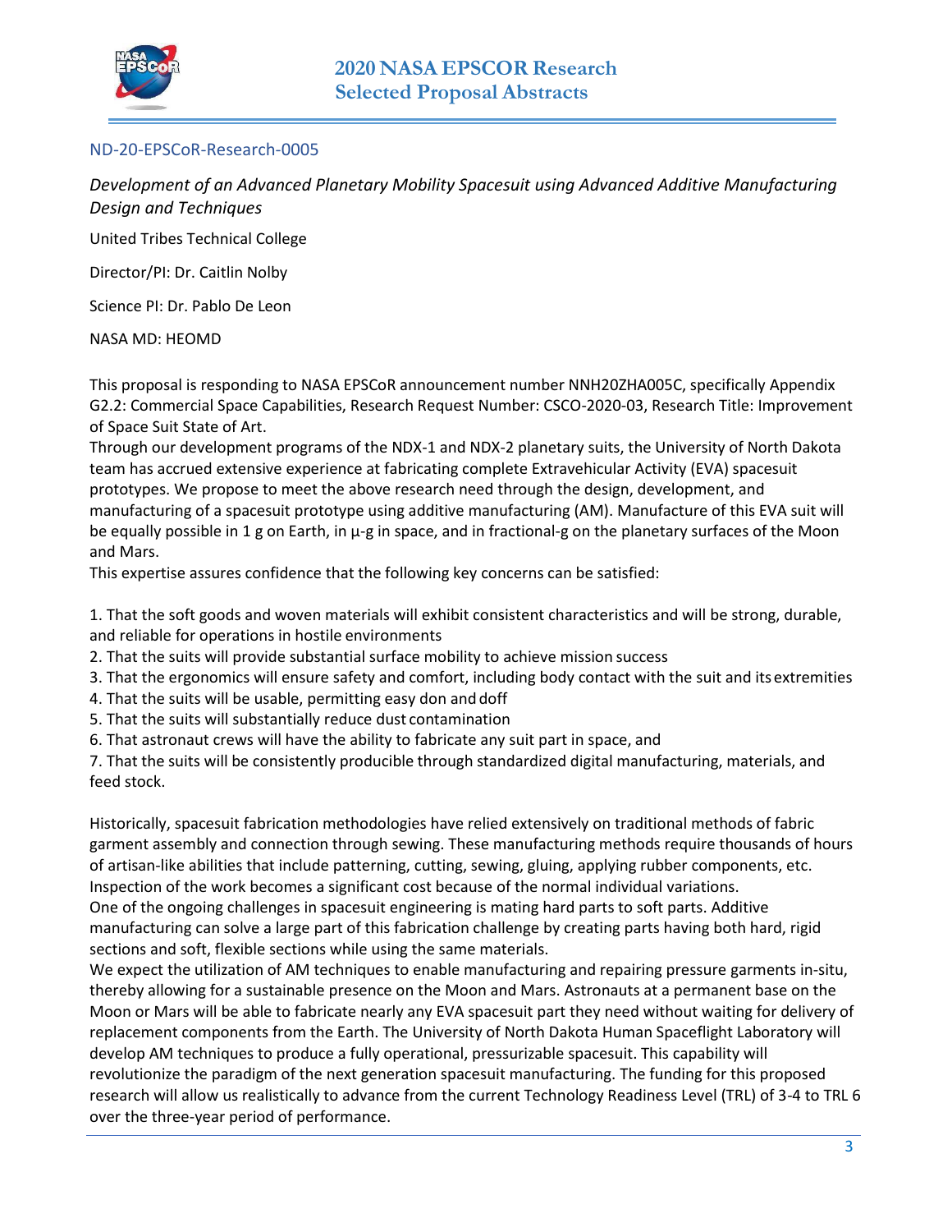ND-20-EPSCoR-Research-0005

*Development of an Advanced Planetary Mobility Spacesuit using Advanced Additive Manufacturing Design and Techniques*

United Tribes Technical College

Director/PI: Dr. Caitlin Nolby

Science PI: Dr. Pablo De Leon

NASA MD: HEOMD

This proposal is responding to NASA EPSCoR announcement number NNH20ZHA005C, specifically Appendix G2.2: Commercial Space Capabilities, Research Request Number: CSCO-2020-03, Research Title: Improvement of Space Suit State of Art.

Through our development programs of the NDX-1 and NDX-2 planetary suits, the University of North Dakota team has accrued extensive experience at fabricating complete Extravehicular Activity (EVA) spacesuit prototypes. We propose to meet the above research need through the design, development, and manufacturing of a spacesuit prototype using additive manufacturing (AM). Manufacture of this EVA suit will be equally possible in 1 g on Earth, in µ-g in space, and in fractional-g on the planetary surfaces of the Moon and Mars.

This expertise assures confidence that the following key concerns can be satisfied:

1. That the soft goods and woven materials will exhibit consistent characteristics and will be strong, durable, and reliable for operations in hostile environments
2. That the suits will provide substantial surface mobility to achieve mission success
3. That the ergonomics will ensure safety and comfort, including body contact with the suit and its extremities
4. That the suits will be usable, permitting easy don and doff
5. That the suits will substantially reduce dust contamination
6. That astronaut crews will have the ability to fabricate any suit part in space, and
7. That the suits will be consistently producible through standardized digital manufacturing, materials, and feed stock.

Historically, spacesuit fabrication methodologies have relied extensively on traditional methods of fabric garment assembly and connection through sewing. These manufacturing methods require thousands of hours of artisan-like abilities that include patterning, cutting, sewing, gluing, applying rubber components, etc. Inspection of the work becomes a significant cost because of the normal individual variations.

One of the ongoing challenges in spacesuit engineering is mating hard parts to soft parts. Additive manufacturing can solve a large part of this fabrication challenge by creating parts having both hard, rigid sections and soft, flexible sections while using the same materials.

We expect the utilization of AM techniques to enable manufacturing and repairing pressure garments in-situ, thereby allowing for a sustainable presence on the Moon and Mars. Astronauts at a permanent base on the Moon or Mars will be able to fabricate nearly any EVA spacesuit part they need without waiting for delivery of replacement components from the Earth. The University of North Dakota Human Spaceflight Laboratory will develop AM techniques to produce a fully operational, pressurizable spacesuit. This capability will revolutionize the paradigm of the next generation spacesuit manufacturing. The funding for this proposed research will allow us realistically to advance from the current Technology Readiness Level (TRL) of 3-4 to TRL 6 over the three-year period of performance.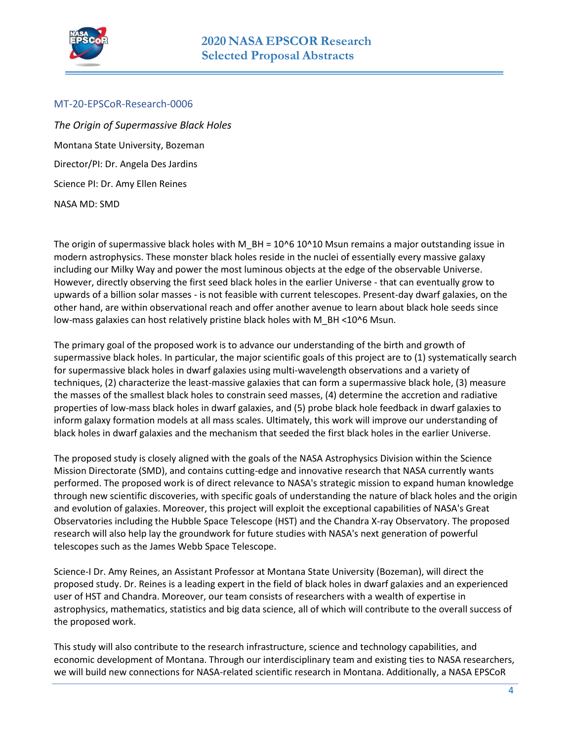MT-20-EPSCoR-Research-0006

*The Origin of Supermassive Black Holes*

Montana State University, Bozeman

Director/PI: Dr. Angela Des Jardins

Science PI: Dr. Amy Ellen Reines

NASA MD: SMD

The origin of supermassive black holes with $M_{BH} = 10^6$ $10^{10}$ Msun remains a major outstanding issue in modern astrophysics. These monster black holes reside in the nuclei of essentially every massive galaxy including our Milky Way and power the most luminous objects at the edge of the observable Universe. However, directly observing the first seed black holes in the earlier Universe - that can eventually grow to upwards of a billion solar masses - is not feasible with current telescopes. Present-day dwarf galaxies, on the other hand, are within observational reach and offer another avenue to learn about black hole seeds since low-mass galaxies can host relatively pristine black holes with $M_{BH} < 10^6$ Msun.

The primary goal of the proposed work is to advance our understanding of the birth and growth of supermassive black holes. In particular, the major scientific goals of this project are to (1) systematically search for supermassive black holes in dwarf galaxies using multi-wavelength observations and a variety of techniques, (2) characterize the least-massive galaxies that can form a supermassive black hole, (3) measure the masses of the smallest black holes to constrain seed masses, (4) determine the accretion and radiative properties of low-mass black holes in dwarf galaxies, and (5) probe black hole feedback in dwarf galaxies to inform galaxy formation models at all mass scales. Ultimately, this work will improve our understanding of black holes in dwarf galaxies and the mechanism that seeded the first black holes in the earlier Universe.

The proposed study is closely aligned with the goals of the NASA Astrophysics Division within the Science Mission Directorate (SMD), and contains cutting-edge and innovative research that NASA currently wants performed. The proposed work is of direct relevance to NASA's strategic mission to expand human knowledge through new scientific discoveries, with specific goals of understanding the nature of black holes and the origin and evolution of galaxies. Moreover, this project will exploit the exceptional capabilities of NASA's Great Observatories including the Hubble Space Telescope (HST) and the Chandra X-ray Observatory. The proposed research will also help lay the groundwork for future studies with NASA's next generation of powerful telescopes such as the James Webb Space Telescope.

Science-I Dr. Amy Reines, an Assistant Professor at Montana State University (Bozeman), will direct the proposed study. Dr. Reines is a leading expert in the field of black holes in dwarf galaxies and an experienced user of HST and Chandra. Moreover, our team consists of researchers with a wealth of expertise in astrophysics, mathematics, statistics and big data science, all of which will contribute to the overall success of the proposed work.

This study will also contribute to the research infrastructure, science and technology capabilities, and economic development of Montana. Through our interdisciplinary team and existing ties to NASA researchers, we will build new connections for NASA-related scientific research in Montana. Additionally, a NASA EPSCoR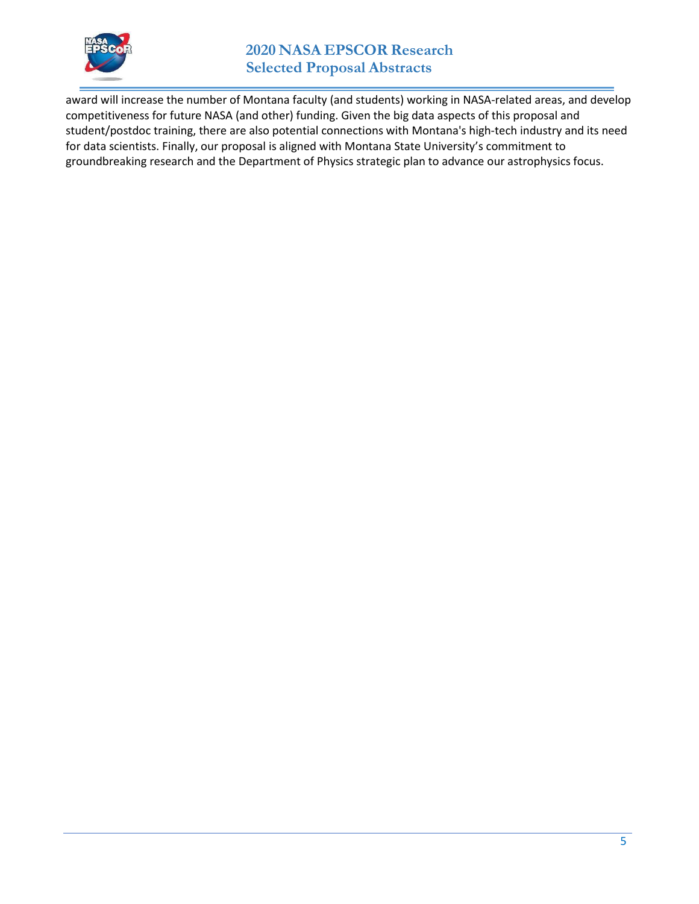award will increase the number of Montana faculty (and students) working in NASA-related areas, and develop competitiveness for future NASA (and other) funding. Given the big data aspects of this proposal and student/postdoc training, there are also potential connections with Montana's high-tech industry and its need for data scientists. Finally, our proposal is aligned with Montana State University's commitment to groundbreaking research and the Department of Physics strategic plan to advance our astrophysics focus.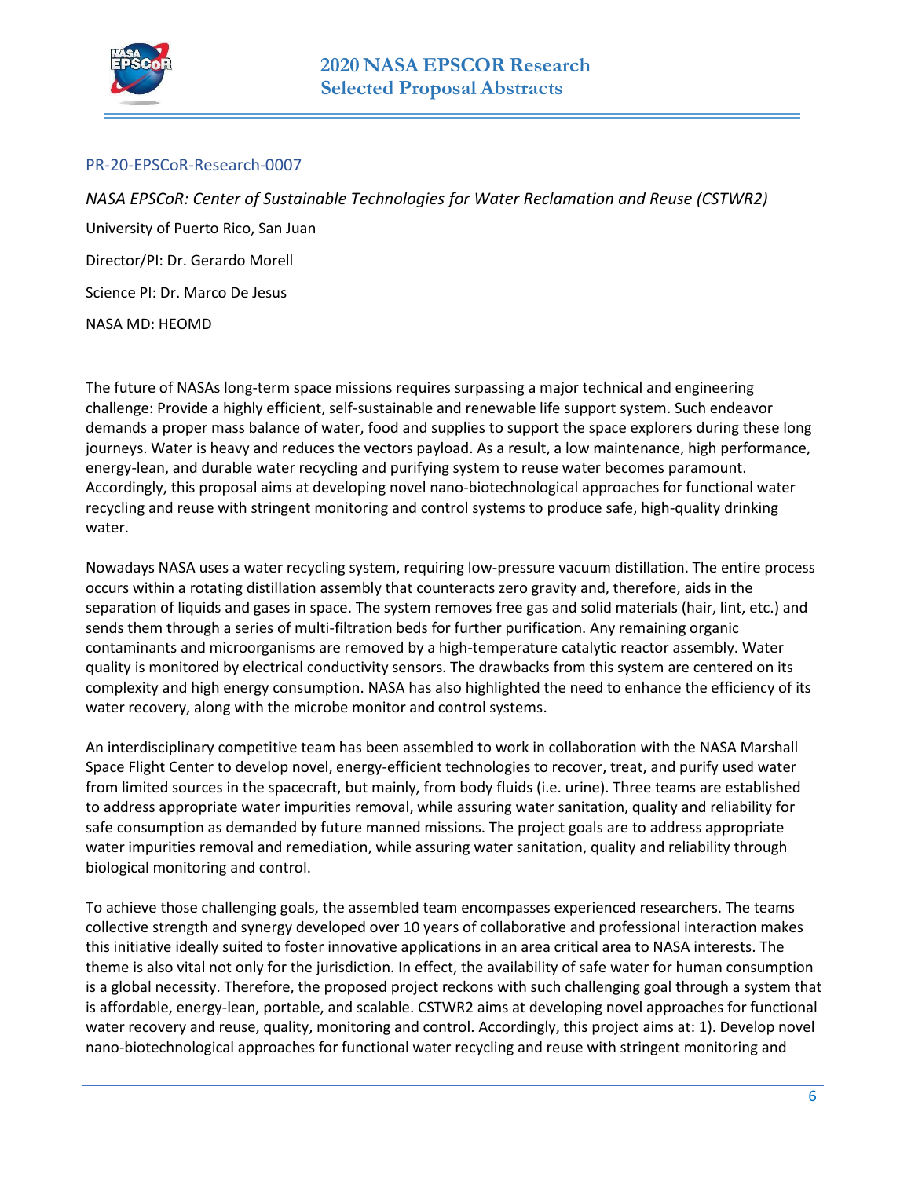PR-20-EPSCoR-Research-0007

*NASA EPSCoR: Center of Sustainable Technologies for Water Reclamation and Reuse (CSTWR2)*

University of Puerto Rico, San Juan

Director/PI: Dr. Gerardo Morell

Science PI: Dr. Marco De Jesus

NASA MD: HEOMD

The future of NASAs long-term space missions requires surpassing a major technical and engineering challenge: Provide a highly efficient, self-sustainable and renewable life support system. Such endeavor demands a proper mass balance of water, food and supplies to support the space explorers during these long journeys. Water is heavy and reduces the vectors payload. As a result, a low maintenance, high performance, energy-lean, and durable water recycling and purifying system to reuse water becomes paramount. Accordingly, this proposal aims at developing novel nano-biotechnological approaches for functional water recycling and reuse with stringent monitoring and control systems to produce safe, high-quality drinking water.

Nowadays NASA uses a water recycling system, requiring low-pressure vacuum distillation. The entire process occurs within a rotating distillation assembly that counteracts zero gravity and, therefore, aids in the separation of liquids and gases in space. The system removes free gas and solid materials (hair, lint, etc.) and sends them through a series of multi-filtration beds for further purification. Any remaining organic contaminants and microorganisms are removed by a high-temperature catalytic reactor assembly. Water quality is monitored by electrical conductivity sensors. The drawbacks from this system are centered on its complexity and high energy consumption. NASA has also highlighted the need to enhance the efficiency of its water recovery, along with the microbe monitor and control systems.

An interdisciplinary competitive team has been assembled to work in collaboration with the NASA Marshall Space Flight Center to develop novel, energy-efficient technologies to recover, treat, and purify used water from limited sources in the spacecraft, but mainly, from body fluids (i.e. urine). Three teams are established to address appropriate water impurities removal, while assuring water sanitation, quality and reliability for safe consumption as demanded by future manned missions. The project goals are to address appropriate water impurities removal and remediation, while assuring water sanitation, quality and reliability through biological monitoring and control.

To achieve those challenging goals, the assembled team encompasses experienced researchers. The teams collective strength and synergy developed over 10 years of collaborative and professional interaction makes this initiative ideally suited to foster innovative applications in an area critical area to NASA interests. The theme is also vital not only for the jurisdiction. In effect, the availability of safe water for human consumption is a global necessity. Therefore, the proposed project reckons with such challenging goal through a system that is affordable, energy-lean, portable, and scalable. CSTWR2 aims at developing novel approaches for functional water recovery and reuse, quality, monitoring and control. Accordingly, this project aims at: 1). Develop novel nano-biotechnological approaches for functional water recycling and reuse with stringent monitoring and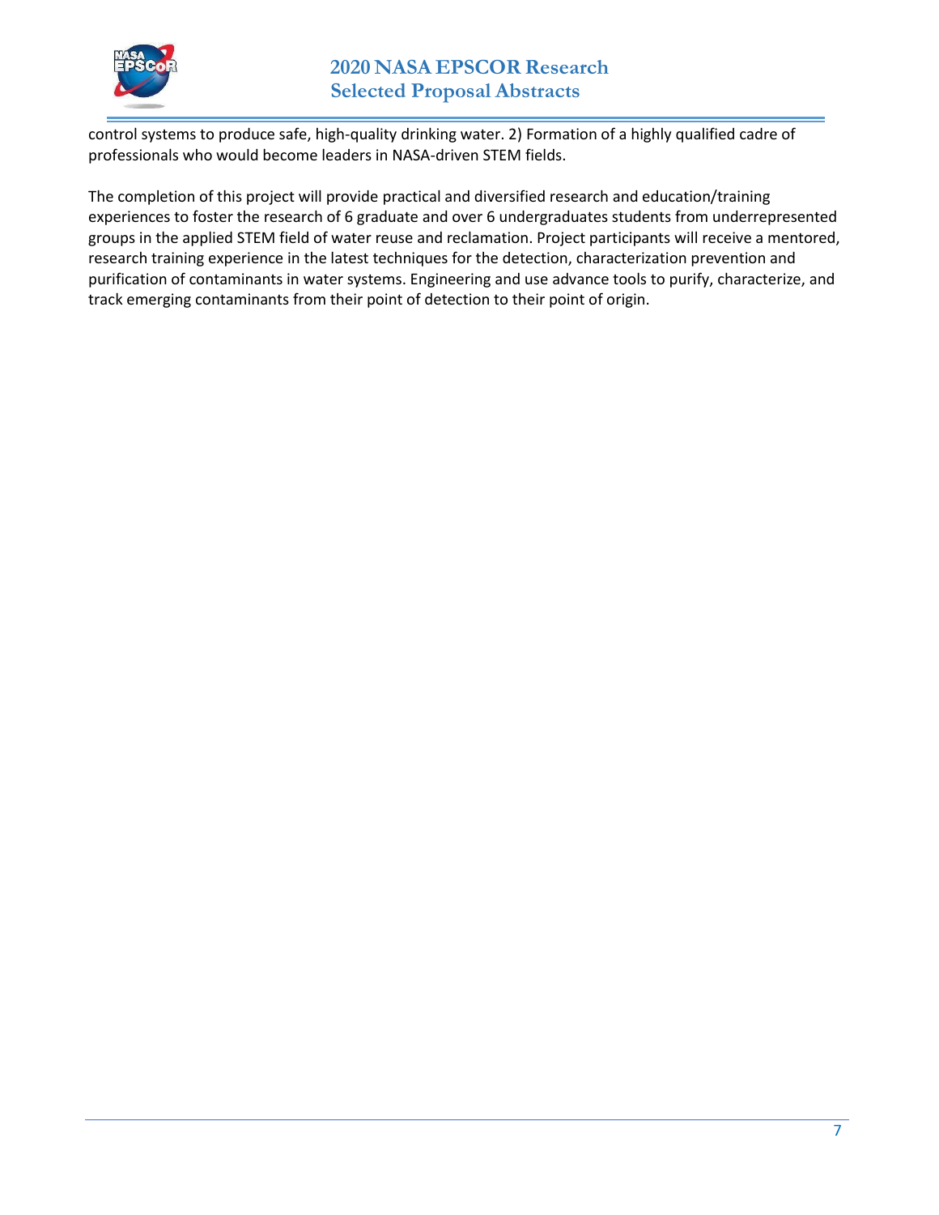control systems to produce safe, high-quality drinking water. 2) Formation of a highly qualified cadre of professionals who would become leaders in NASA-driven STEM fields.

The completion of this project will provide practical and diversified research and education/training experiences to foster the research of 6 graduate and over 6 undergraduates students from underrepresented groups in the applied STEM field of water reuse and reclamation. Project participants will receive a mentored, research training experience in the latest techniques for the detection, characterization prevention and purification of contaminants in water systems. Engineering and use advance tools to purify, characterize, and track emerging contaminants from their point of detection to their point of origin.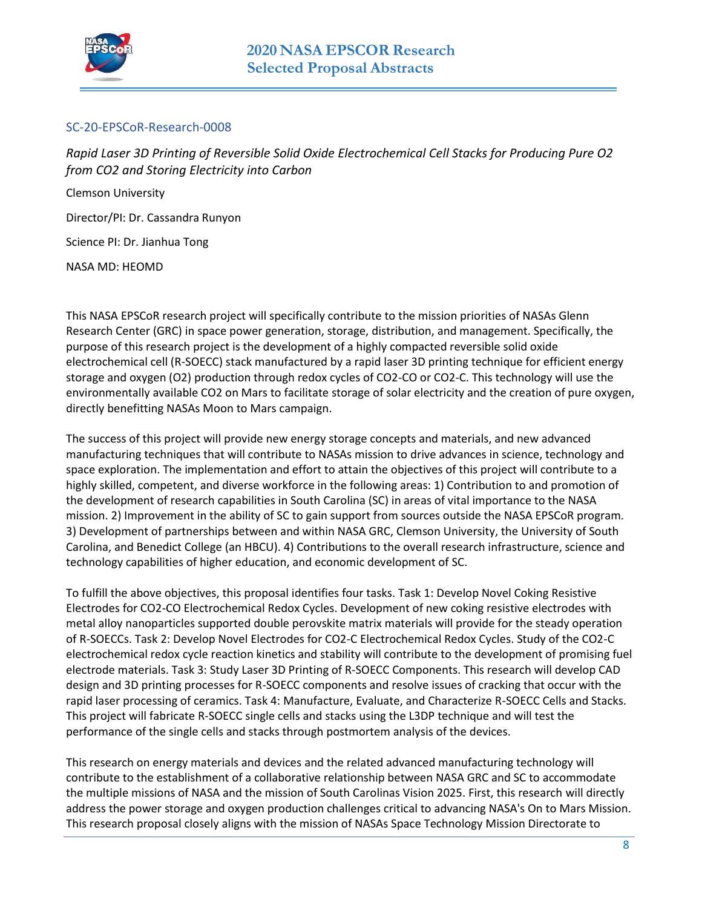SC-20-EPSCoR-Research-0008

*Rapid Laser 3D Printing of Reversible Solid Oxide Electrochemical Cell Stacks for Producing Pure O2 from CO2 and Storing Electricity into Carbon*

Clemson University

Director/PI: Dr. Cassandra Runyon

Science PI: Dr. Jianhua Tong

NASA MD: HEOMD

This NASA EPSCoR research project will specifically contribute to the mission priorities of NASAs Glenn Research Center (GRC) in space power generation, storage, distribution, and management. Specifically, the purpose of this research project is the development of a highly compacted reversible solid oxide electrochemical cell (R-SOECC) stack manufactured by a rapid laser 3D printing technique for efficient energy storage and oxygen (O2) production through redox cycles of CO2-CO or CO2-C. This technology will use the environmentally available CO2 on Mars to facilitate storage of solar electricity and the creation of pure oxygen, directly benefitting NASAs Moon to Mars campaign.

The success of this project will provide new energy storage concepts and materials, and new advanced manufacturing techniques that will contribute to NASAs mission to drive advances in science, technology and space exploration. The implementation and effort to attain the objectives of this project will contribute to a highly skilled, competent, and diverse workforce in the following areas: 1) Contribution to and promotion of the development of research capabilities in South Carolina (SC) in areas of vital importance to the NASA mission. 2) Improvement in the ability of SC to gain support from sources outside the NASA EPSCoR program. 3) Development of partnerships between and within NASA GRC, Clemson University, the University of South Carolina, and Benedict College (an HBCU). 4) Contributions to the overall research infrastructure, science and technology capabilities of higher education, and economic development of SC.

To fulfill the above objectives, this proposal identifies four tasks. Task 1: Develop Novel Coking Resistive Electrodes for CO2-CO Electrochemical Redox Cycles. Development of new coking resistive electrodes with metal alloy nanoparticles supported double perovskite matrix materials will provide for the steady operation of R-SOECCs. Task 2: Develop Novel Electrodes for CO2-C Electrochemical Redox Cycles. Study of the CO2-C electrochemical redox cycle reaction kinetics and stability will contribute to the development of promising fuel electrode materials. Task 3: Study Laser 3D Printing of R-SOECC Components. This research will develop CAD design and 3D printing processes for R-SOECC components and resolve issues of cracking that occur with the rapid laser processing of ceramics. Task 4: Manufacture, Evaluate, and Characterize R-SOECC Cells and Stacks. This project will fabricate R-SOECC single cells and stacks using the L3DP technique and will test the performance of the single cells and stacks through postmortem analysis of the devices.

This research on energy materials and devices and the related advanced manufacturing technology will contribute to the establishment of a collaborative relationship between NASA GRC and SC to accommodate the multiple missions of NASA and the mission of South Carolinas Vision 2025. First, this research will directly address the power storage and oxygen production challenges critical to advancing NASA's On to Mars Mission. This research proposal closely aligns with the mission of NASAs Space Technology Mission Directorate to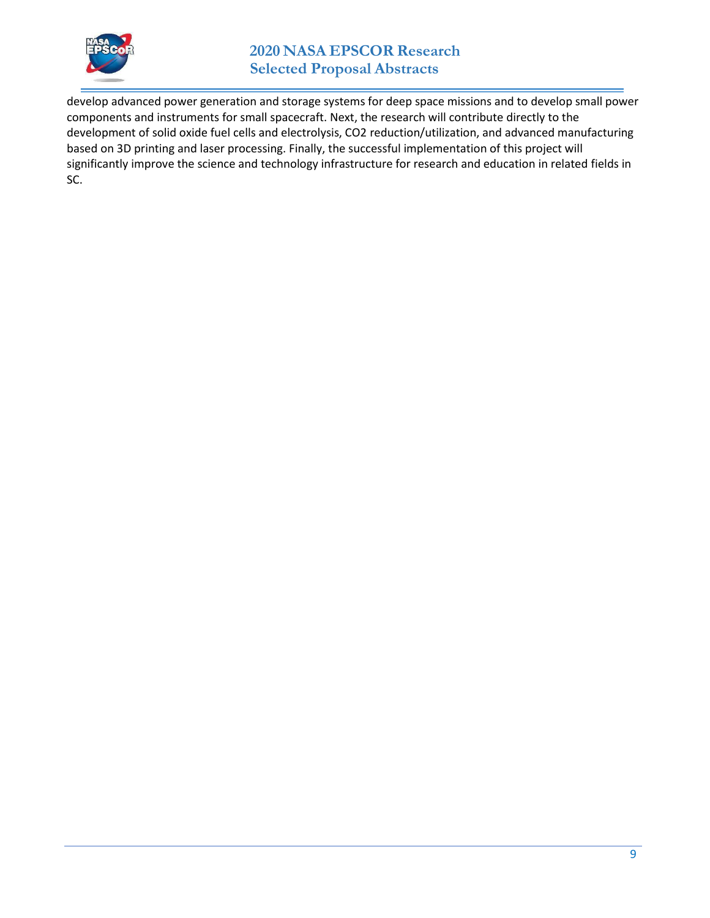develop advanced power generation and storage systems for deep space missions and to develop small power components and instruments for small spacecraft. Next, the research will contribute directly to the development of solid oxide fuel cells and electrolysis, $CO_2$ reduction/utilization, and advanced manufacturing based on 3D printing and laser processing. Finally, the successful implementation of this project will significantly improve the science and technology infrastructure for research and education in related fields in SC.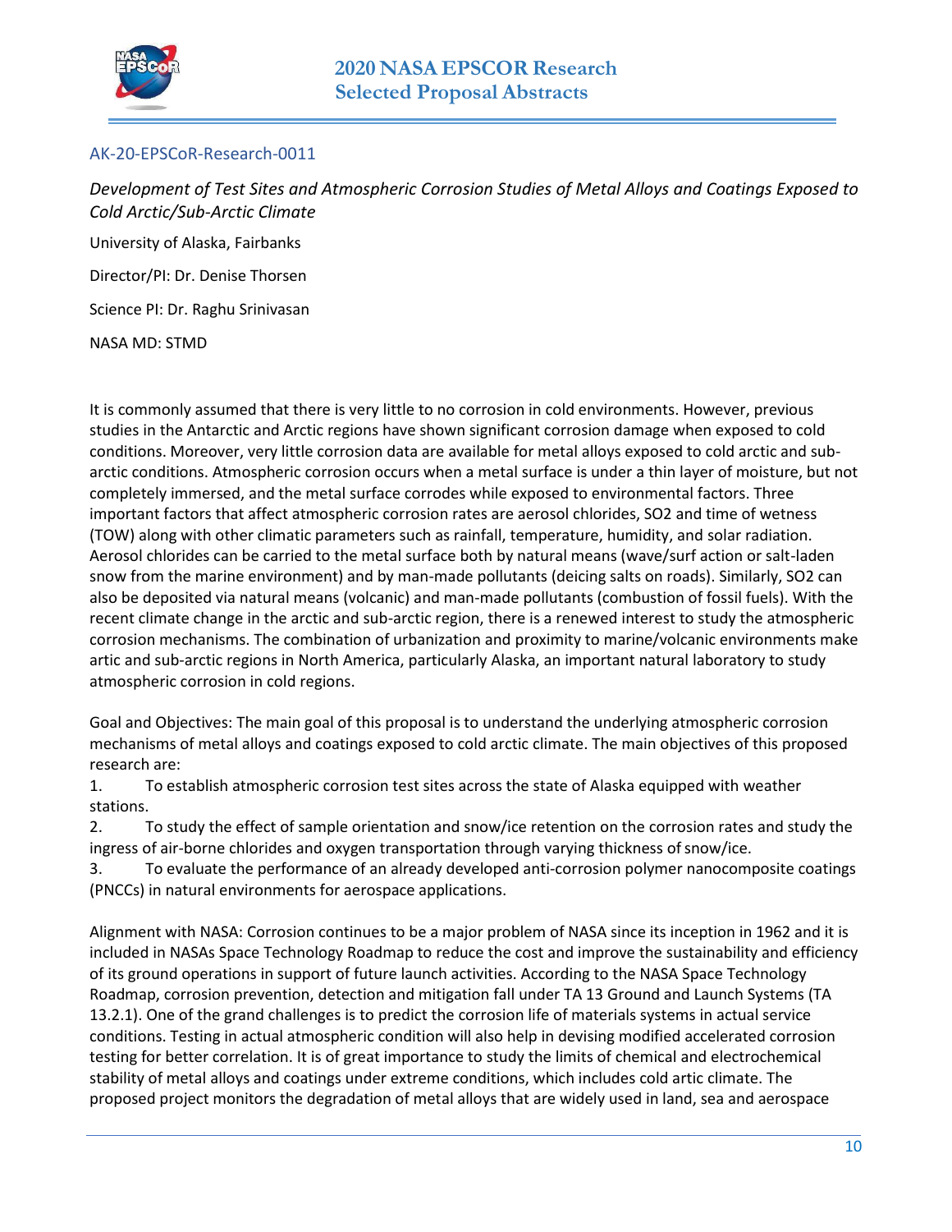## AK-20-EPSCoR-Research-0011

*Development of Test Sites and Atmospheric Corrosion Studies of Metal Alloys and Coatings Exposed to Cold Arctic/Sub-Arctic Climate*

University of Alaska, Fairbanks

Director/PI: Dr. Denise Thorsen

Science PI: Dr. Raghu Srinivasan

NASA MD: STMD

It is commonly assumed that there is very little to no corrosion in cold environments. However, previous studies in the Antarctic and Arctic regions have shown significant corrosion damage when exposed to cold conditions. Moreover, very little corrosion data are available for metal alloys exposed to cold arctic and sub-arctic conditions. Atmospheric corrosion occurs when a metal surface is under a thin layer of moisture, but not completely immersed, and the metal surface corrodes while exposed to environmental factors. Three important factors that affect atmospheric corrosion rates are aerosol chlorides, $SO_2$ and time of wetness (TOW) along with other climatic parameters such as rainfall, temperature, humidity, and solar radiation. Aerosol chlorides can be carried to the metal surface both by natural means (wave/surf action or salt-laden snow from the marine environment) and by man-made pollutants (deicing salts on roads). Similarly, $SO_2$ can also be deposited via natural means (volcanic) and man-made pollutants (combustion of fossil fuels). With the recent climate change in the arctic and sub-arctic region, there is a renewed interest to study the atmospheric corrosion mechanisms. The combination of urbanization and proximity to marine/volcanic environments make artic and sub-arctic regions in North America, particularly Alaska, an important natural laboratory to study atmospheric corrosion in cold regions.

Goal and Objectives: The main goal of this proposal is to understand the underlying atmospheric corrosion mechanisms of metal alloys and coatings exposed to cold arctic climate. The main objectives of this proposed research are:

1. To establish atmospheric corrosion test sites across the state of Alaska equipped with weather stations.
2. To study the effect of sample orientation and snow/ice retention on the corrosion rates and study the ingress of air-borne chlorides and oxygen transportation through varying thickness of snow/ice.
3. To evaluate the performance of an already developed anti-corrosion polymer nanocomposite coatings (PNCCs) in natural environments for aerospace applications.

Alignment with NASA: Corrosion continues to be a major problem of NASA since its inception in 1962 and it is included in NASAs Space Technology Roadmap to reduce the cost and improve the sustainability and efficiency of its ground operations in support of future launch activities. According to the NASA Space Technology Roadmap, corrosion prevention, detection and mitigation fall under TA 13 Ground and Launch Systems (TA 13.2.1). One of the grand challenges is to predict the corrosion life of materials systems in actual service conditions. Testing in actual atmospheric condition will also help in devising modified accelerated corrosion testing for better correlation. It is of great importance to study the limits of chemical and electrochemical stability of metal alloys and coatings under extreme conditions, which includes cold artic climate. The proposed project monitors the degradation of metal alloys that are widely used in land, sea and aerospace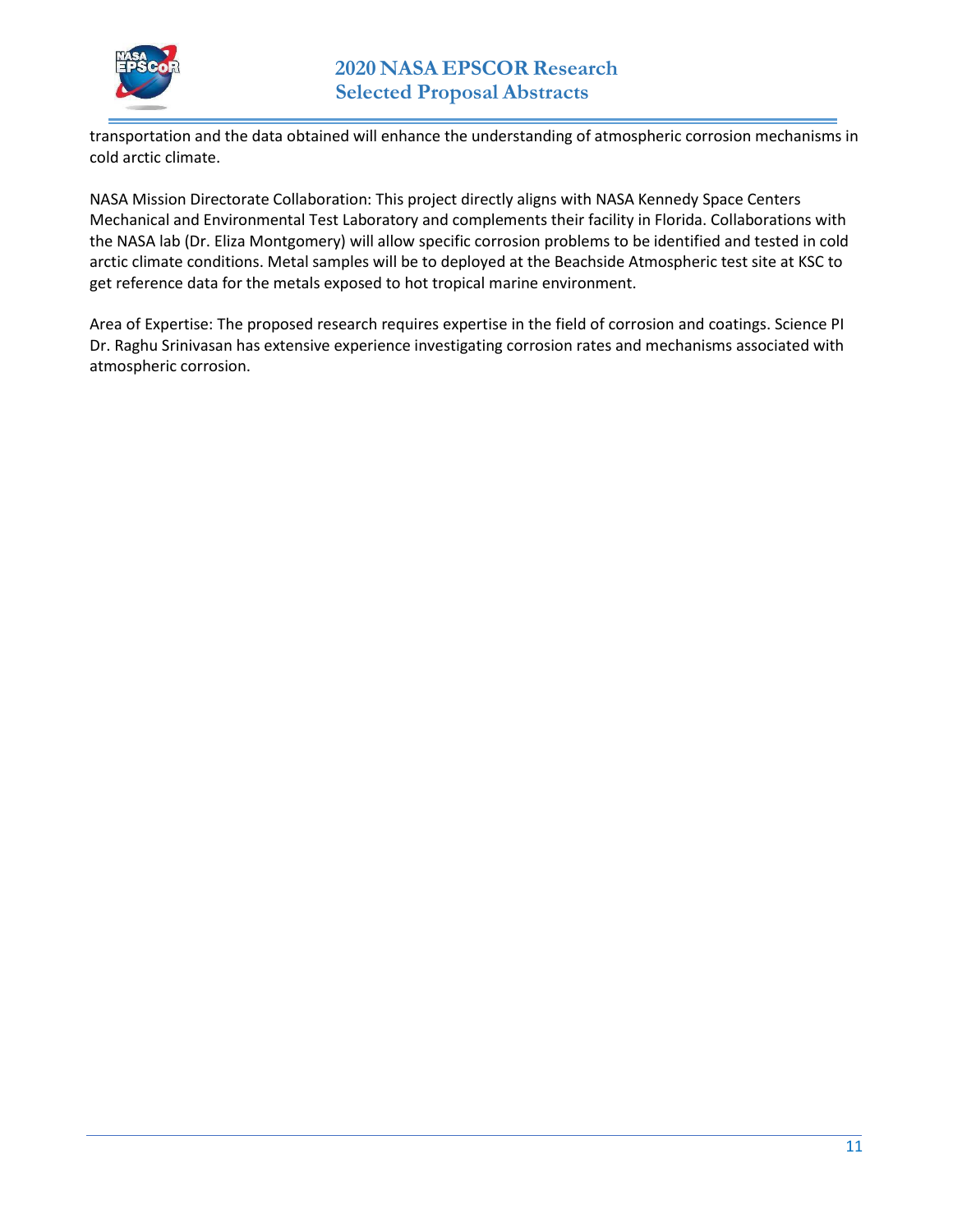transportation and the data obtained will enhance the understanding of atmospheric corrosion mechanisms in cold arctic climate.

NASA Mission Directorate Collaboration: This project directly aligns with NASA Kennedy Space Centers Mechanical and Environmental Test Laboratory and complements their facility in Florida. Collaborations with the NASA lab (Dr. Eliza Montgomery) will allow specific corrosion problems to be identified and tested in cold arctic climate conditions. Metal samples will be to deployed at the Beachside Atmospheric test site at KSC to get reference data for the metals exposed to hot tropical marine environment.

Area of Expertise: The proposed research requires expertise in the field of corrosion and coatings. Science PI Dr. Raghu Srinivasan has extensive experience investigating corrosion rates and mechanisms associated with atmospheric corrosion.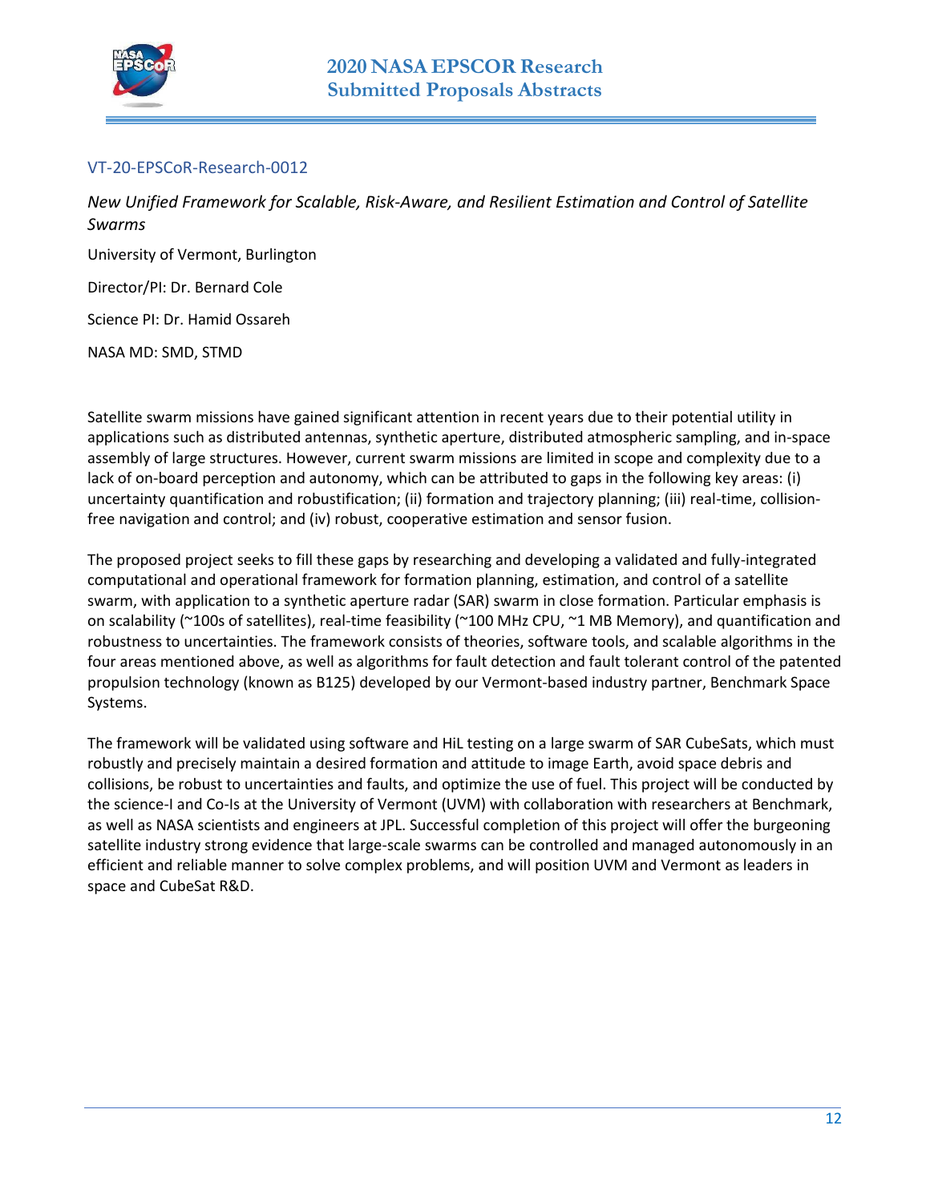## VT-20-EPSCoR-Research-0012

*New Unified Framework for Scalable, Risk-Aware, and Resilient Estimation and Control of Satellite Swarms*

University of Vermont, Burlington

Director/PI: Dr. Bernard Cole

Science PI: Dr. Hamid Ossareh

NASA MD: SMD, STMD

Satellite swarm missions have gained significant attention in recent years due to their potential utility in applications such as distributed antennas, synthetic aperture, distributed atmospheric sampling, and in-space assembly of large structures. However, current swarm missions are limited in scope and complexity due to a lack of on-board perception and autonomy, which can be attributed to gaps in the following key areas: (i) uncertainty quantification and robustification; (ii) formation and trajectory planning; (iii) real-time, collision-free navigation and control; and (iv) robust, cooperative estimation and sensor fusion.

The proposed project seeks to fill these gaps by researching and developing a validated and fully-integrated computational and operational framework for formation planning, estimation, and control of a satellite swarm, with application to a synthetic aperture radar (SAR) swarm in close formation. Particular emphasis is on scalability (~100s of satellites), real-time feasibility (~100 MHz CPU, ~1 MB Memory), and quantification and robustness to uncertainties. The framework consists of theories, software tools, and scalable algorithms in the four areas mentioned above, as well as algorithms for fault detection and fault tolerant control of the patented propulsion technology (known as B125) developed by our Vermont-based industry partner, Benchmark Space Systems.

The framework will be validated using software and HiL testing on a large swarm of SAR CubeSats, which must robustly and precisely maintain a desired formation and attitude to image Earth, avoid space debris and collisions, be robust to uncertainties and faults, and optimize the use of fuel. This project will be conducted by the science-I and Co-Is at the University of Vermont (UVM) with collaboration with researchers at Benchmark, as well as NASA scientists and engineers at JPL. Successful completion of this project will offer the burgeoning satellite industry strong evidence that large-scale swarms can be controlled and managed autonomously in an efficient and reliable manner to solve complex problems, and will position UVM and Vermont as leaders in space and CubeSat R&D.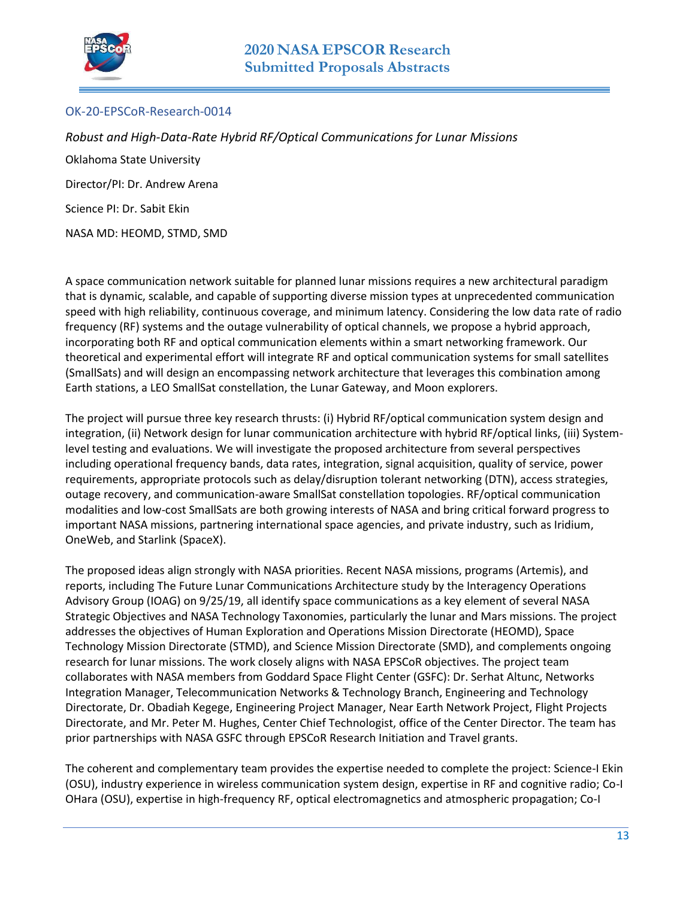### OK-20-EPSCoR-Research-0014

*Robust and High-Data-Rate Hybrid RF/Optical Communications for Lunar Missions*

Oklahoma State University

Director/PI: Dr. Andrew Arena

Science PI: Dr. Sabit Ekin

NASA MD: HEOMD, STMD, SMD

A space communication network suitable for planned lunar missions requires a new architectural paradigm that is dynamic, scalable, and capable of supporting diverse mission types at unprecedented communication speed with high reliability, continuous coverage, and minimum latency. Considering the low data rate of radio frequency (RF) systems and the outage vulnerability of optical channels, we propose a hybrid approach, incorporating both RF and optical communication elements within a smart networking framework. Our theoretical and experimental effort will integrate RF and optical communication systems for small satellites (SmallSats) and will design an encompassing network architecture that leverages this combination among Earth stations, a LEO SmallSat constellation, the Lunar Gateway, and Moon explorers.

The project will pursue three key research thrusts: (i) Hybrid RF/optical communication system design and integration, (ii) Network design for lunar communication architecture with hybrid RF/optical links, (iii) System-level testing and evaluations. We will investigate the proposed architecture from several perspectives including operational frequency bands, data rates, integration, signal acquisition, quality of service, power requirements, appropriate protocols such as delay/disruption tolerant networking (DTN), access strategies, outage recovery, and communication-aware SmallSat constellation topologies. RF/optical communication modalities and low-cost SmallSats are both growing interests of NASA and bring critical forward progress to important NASA missions, partnering international space agencies, and private industry, such as Iridium, OneWeb, and Starlink (SpaceX).

The proposed ideas align strongly with NASA priorities. Recent NASA missions, programs (Artemis), and reports, including The Future Lunar Communications Architecture study by the Interagency Operations Advisory Group (IOAG) on 9/25/19, all identify space communications as a key element of several NASA Strategic Objectives and NASA Technology Taxonomies, particularly the lunar and Mars missions. The project addresses the objectives of Human Exploration and Operations Mission Directorate (HEOMD), Space Technology Mission Directorate (STMD), and Science Mission Directorate (SMD), and complements ongoing research for lunar missions. The work closely aligns with NASA EPSCoR objectives. The project team collaborates with NASA members from Goddard Space Flight Center (GSFC): Dr. Serhat Altunc, Networks Integration Manager, Telecommunication Networks & Technology Branch, Engineering and Technology Directorate, Dr. Obadiah Kegege, Engineering Project Manager, Near Earth Network Project, Flight Projects Directorate, and Mr. Peter M. Hughes, Center Chief Technologist, office of the Center Director. The team has prior partnerships with NASA GSFC through EPSCoR Research Initiation and Travel grants.

The coherent and complementary team provides the expertise needed to complete the project: Science-I Ekin (OSU), industry experience in wireless communication system design, expertise in RF and cognitive radio; Co-I OHara (OSU), expertise in high-frequency RF, optical electromagnetics and atmospheric propagation; Co-I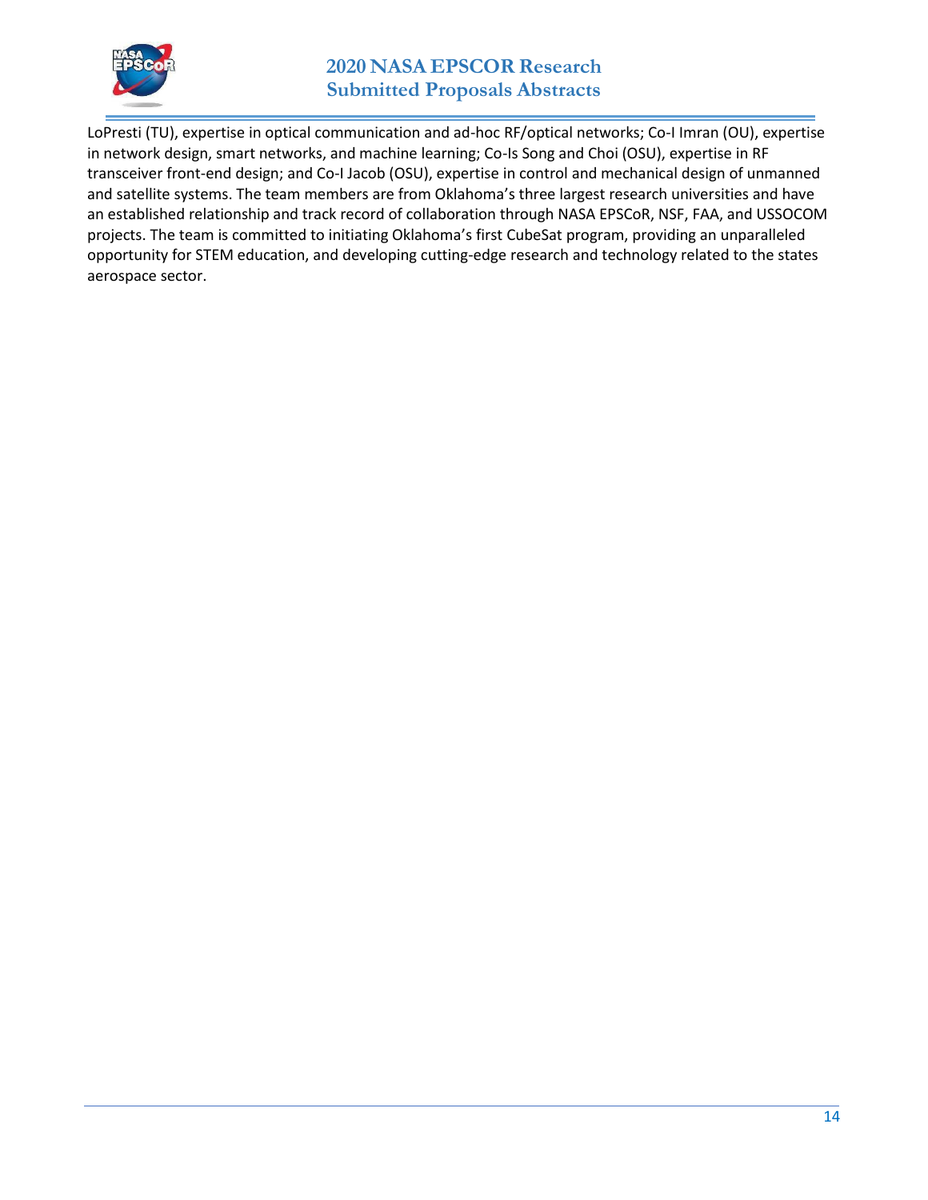LoPresti (TU), expertise in optical communication and ad-hoc RF/optical networks; Co-I Imran (OU), expertise in network design, smart networks, and machine learning; Co-Is Song and Choi (OSU), expertise in RF transceiver front-end design; and Co-I Jacob (OSU), expertise in control and mechanical design of unmanned and satellite systems. The team members are from Oklahoma's three largest research universities and have an established relationship and track record of collaboration through NASA EPSCoR, NSF, FAA, and USSOCOM projects. The team is committed to initiating Oklahoma's first CubeSat program, providing an unparalleled opportunity for STEM education, and developing cutting-edge research and technology related to the states aerospace sector.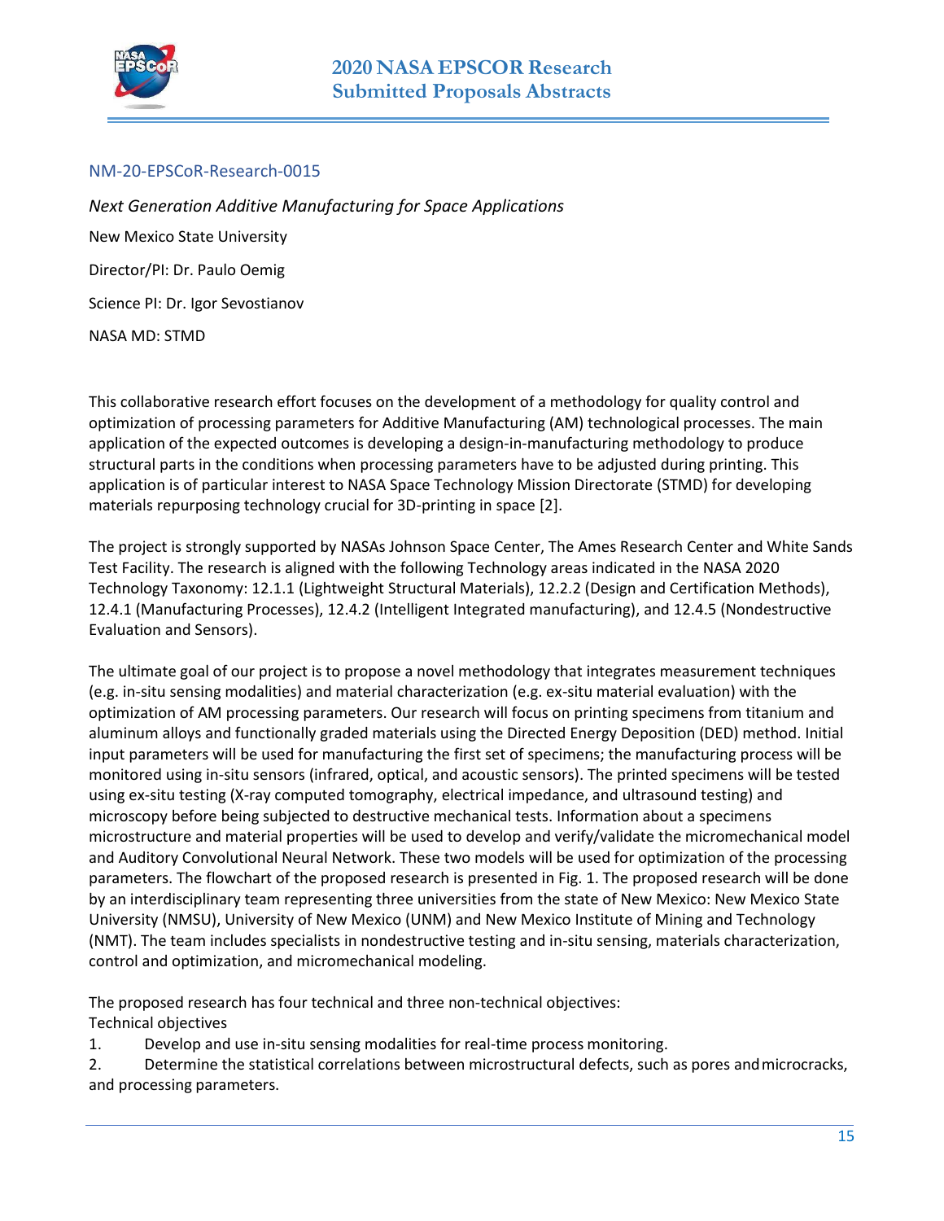NM-20-EPSCoR-Research-0015

*Next Generation Additive Manufacturing for Space Applications*

New Mexico State University

Director/PI: Dr. Paulo Oemig

Science PI: Dr. Igor Sevostianov

NASA MD: STMD

This collaborative research effort focuses on the development of a methodology for quality control and optimization of processing parameters for Additive Manufacturing (AM) technological processes. The main application of the expected outcomes is developing a design-in-manufacturing methodology to produce structural parts in the conditions when processing parameters have to be adjusted during printing. This application is of particular interest to NASA Space Technology Mission Directorate (STMD) for developing materials repurposing technology crucial for 3D-printing in space [2].

The project is strongly supported by NASAs Johnson Space Center, The Ames Research Center and White Sands Test Facility. The research is aligned with the following Technology areas indicated in the NASA 2020 Technology Taxonomy: 12.1.1 (Lightweight Structural Materials), 12.2.2 (Design and Certification Methods), 12.4.1 (Manufacturing Processes), 12.4.2 (Intelligent Integrated manufacturing), and 12.4.5 (Nondestructive Evaluation and Sensors).

The ultimate goal of our project is to propose a novel methodology that integrates measurement techniques (e.g. in-situ sensing modalities) and material characterization (e.g. ex-situ material evaluation) with the optimization of AM processing parameters. Our research will focus on printing specimens from titanium and aluminum alloys and functionally graded materials using the Directed Energy Deposition (DED) method. Initial input parameters will be used for manufacturing the first set of specimens; the manufacturing process will be monitored using in-situ sensors (infrared, optical, and acoustic sensors). The printed specimens will be tested using ex-situ testing (X-ray computed tomography, electrical impedance, and ultrasound testing) and microscopy before being subjected to destructive mechanical tests. Information about a specimens microstructure and material properties will be used to develop and verify/validate the micromechanical model and Auditory Convolutional Neural Network. These two models will be used for optimization of the processing parameters. The flowchart of the proposed research is presented in Fig. 1. The proposed research will be done by an interdisciplinary team representing three universities from the state of New Mexico: New Mexico State University (NMSU), University of New Mexico (UNM) and New Mexico Institute of Mining and Technology (NMT). The team includes specialists in nondestructive testing and in-situ sensing, materials characterization, control and optimization, and micromechanical modeling.

The proposed research has four technical and three non-technical objectives:
Technical objectives

1. Develop and use in-situ sensing modalities for real-time process monitoring.
2. Determine the statistical correlations between microstructural defects, such as pores and microcracks, and processing parameters.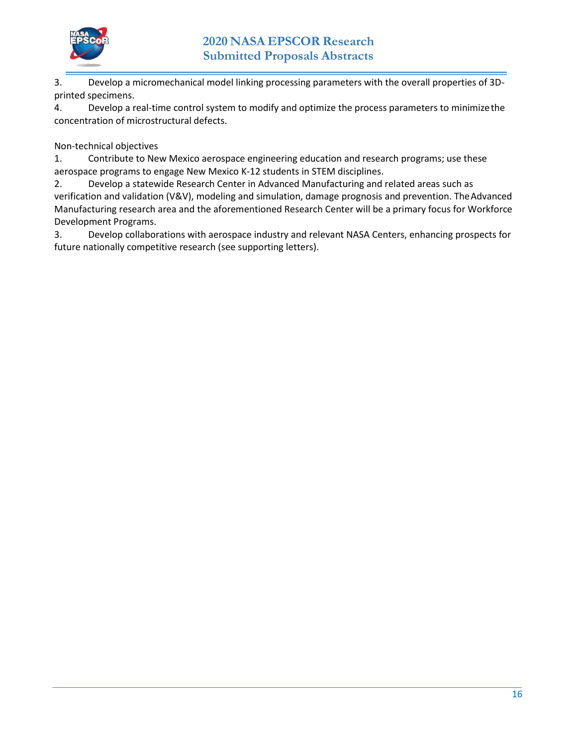3. Develop a micromechanical model linking processing parameters with the overall properties of 3D-printed specimens.
4. Develop a real-time control system to modify and optimize the process parameters to minimize the concentration of microstructural defects.

Non-technical objectives

1. Contribute to New Mexico aerospace engineering education and research programs; use these aerospace programs to engage New Mexico K-12 students in STEM disciplines.
2. Develop a statewide Research Center in Advanced Manufacturing and related areas such as verification and validation (V&V), modeling and simulation, damage prognosis and prevention. The Advanced Manufacturing research area and the aforementioned Research Center will be a primary focus for Workforce Development Programs.
3. Develop collaborations with aerospace industry and relevant NASA Centers, enhancing prospects for future nationally competitive research (see supporting letters).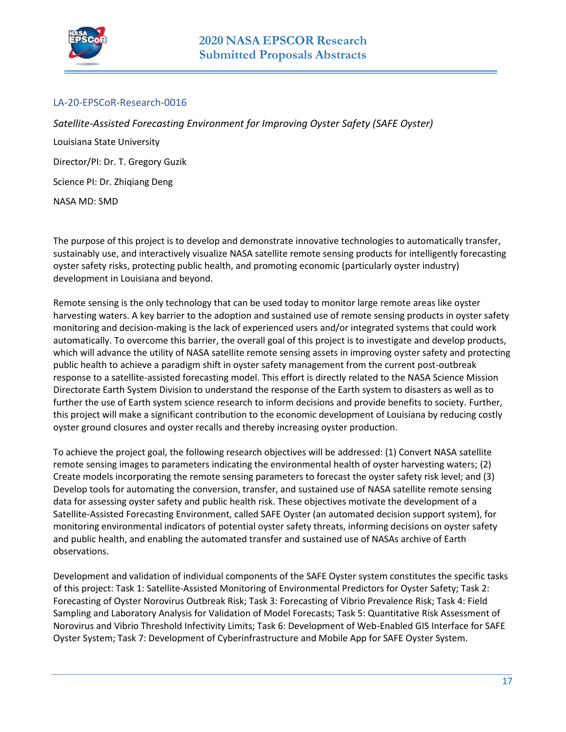### LA-20-EPSCoR-Research-0016

*Satellite-Assisted Forecasting Environment for Improving Oyster Safety (SAFE Oyster)*

Louisiana State University

Director/PI: Dr. T. Gregory Guzik

Science PI: Dr. Zhiqiang Deng

NASA MD: SMD

The purpose of this project is to develop and demonstrate innovative technologies to automatically transfer, sustainably use, and interactively visualize NASA satellite remote sensing products for intelligently forecasting oyster safety risks, protecting public health, and promoting economic (particularly oyster industry) development in Louisiana and beyond.

Remote sensing is the only technology that can be used today to monitor large remote areas like oyster harvesting waters. A key barrier to the adoption and sustained use of remote sensing products in oyster safety monitoring and decision-making is the lack of experienced users and/or integrated systems that could work automatically. To overcome this barrier, the overall goal of this project is to investigate and develop products, which will advance the utility of NASA satellite remote sensing assets in improving oyster safety and protecting public health to achieve a paradigm shift in oyster safety management from the current post-outbreak response to a satellite-assisted forecasting model. This effort is directly related to the NASA Science Mission Directorate Earth System Division to understand the response of the Earth system to disasters as well as to further the use of Earth system science research to inform decisions and provide benefits to society. Further, this project will make a significant contribution to the economic development of Louisiana by reducing costly oyster ground closures and oyster recalls and thereby increasing oyster production.

To achieve the project goal, the following research objectives will be addressed: (1) Convert NASA satellite remote sensing images to parameters indicating the environmental health of oyster harvesting waters; (2) Create models incorporating the remote sensing parameters to forecast the oyster safety risk level; and (3) Develop tools for automating the conversion, transfer, and sustained use of NASA satellite remote sensing data for assessing oyster safety and public health risk. These objectives motivate the development of a Satellite-Assisted Forecasting Environment, called SAFE Oyster (an automated decision support system), for monitoring environmental indicators of potential oyster safety threats, informing decisions on oyster safety and public health, and enabling the automated transfer and sustained use of NASAs archive of Earth observations.

Development and validation of individual components of the SAFE Oyster system constitutes the specific tasks of this project: Task 1: Satellite-Assisted Monitoring of Environmental Predictors for Oyster Safety; Task 2: Forecasting of Oyster Norovirus Outbreak Risk; Task 3: Forecasting of Vibrio Prevalence Risk; Task 4: Field Sampling and Laboratory Analysis for Validation of Model Forecasts; Task 5: Quantitative Risk Assessment of Norovirus and Vibrio Threshold Infectivity Limits; Task 6: Development of Web-Enabled GIS Interface for SAFE Oyster System; Task 7: Development of Cyberinfrastructure and Mobile App for SAFE Oyster System.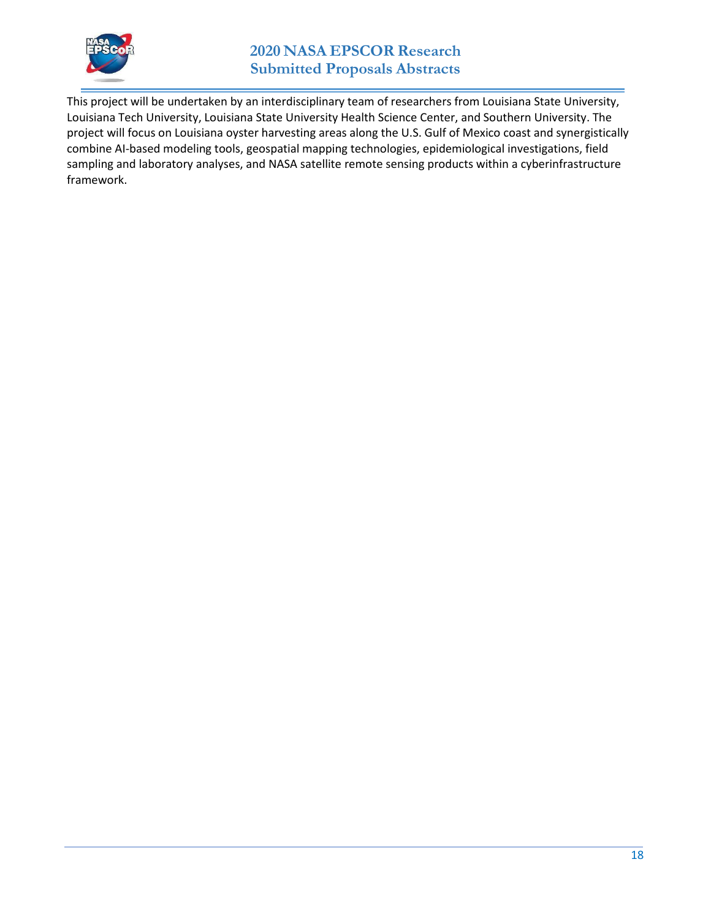This project will be undertaken by an interdisciplinary team of researchers from Louisiana State University, Louisiana Tech University, Louisiana State University Health Science Center, and Southern University. The project will focus on Louisiana oyster harvesting areas along the U.S. Gulf of Mexico coast and synergistically combine AI-based modeling tools, geospatial mapping technologies, epidemiological investigations, field sampling and laboratory analyses, and NASA satellite remote sensing products within a cyberinfrastructure framework.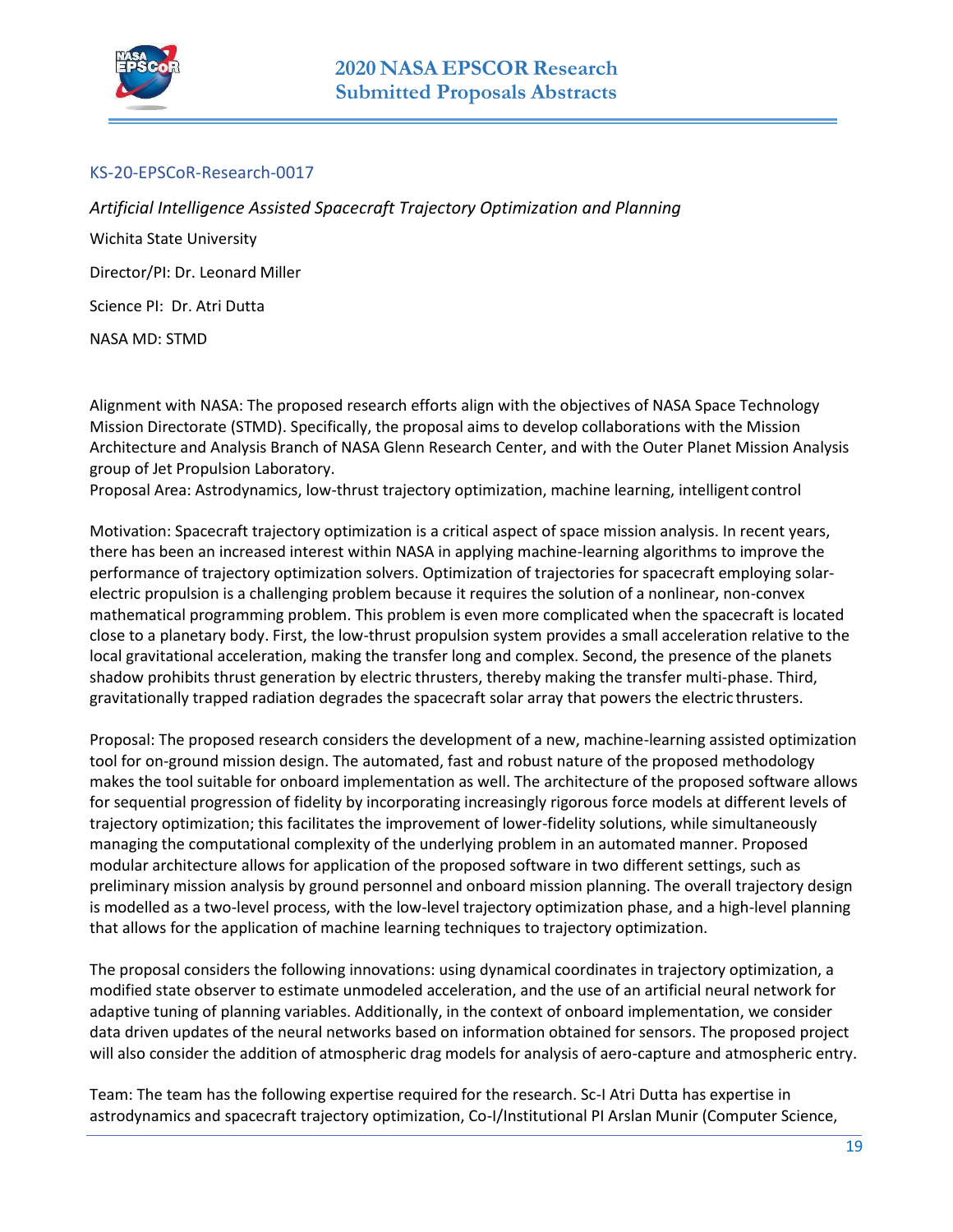## KS-20-EPSCoR-Research-0017

*Artificial Intelligence Assisted Spacecraft Trajectory Optimization and Planning*

Wichita State University

Director/PI: Dr. Leonard Miller

Science PI: Dr. Atri Dutta

NASA MD: STMD

Alignment with NASA: The proposed research efforts align with the objectives of NASA Space Technology Mission Directorate (STMD). Specifically, the proposal aims to develop collaborations with the Mission Architecture and Analysis Branch of NASA Glenn Research Center, and with the Outer Planet Mission Analysis group of Jet Propulsion Laboratory.
Proposal Area: Astrodynamics, low-thrust trajectory optimization, machine learning, intelligent control

Motivation: Spacecraft trajectory optimization is a critical aspect of space mission analysis. In recent years, there has been an increased interest within NASA in applying machine-learning algorithms to improve the performance of trajectory optimization solvers. Optimization of trajectories for spacecraft employing solar-electric propulsion is a challenging problem because it requires the solution of a nonlinear, non-convex mathematical programming problem. This problem is even more complicated when the spacecraft is located close to a planetary body. First, the low-thrust propulsion system provides a small acceleration relative to the local gravitational acceleration, making the transfer long and complex. Second, the presence of the planets shadow prohibits thrust generation by electric thrusters, thereby making the transfer multi-phase. Third, gravitationally trapped radiation degrades the spacecraft solar array that powers the electric thrusters.

Proposal: The proposed research considers the development of a new, machine-learning assisted optimization tool for on-ground mission design. The automated, fast and robust nature of the proposed methodology makes the tool suitable for onboard implementation as well. The architecture of the proposed software allows for sequential progression of fidelity by incorporating increasingly rigorous force models at different levels of trajectory optimization; this facilitates the improvement of lower-fidelity solutions, while simultaneously managing the computational complexity of the underlying problem in an automated manner. Proposed modular architecture allows for application of the proposed software in two different settings, such as preliminary mission analysis by ground personnel and onboard mission planning. The overall trajectory design is modelled as a two-level process, with the low-level trajectory optimization phase, and a high-level planning that allows for the application of machine learning techniques to trajectory optimization.

The proposal considers the following innovations: using dynamical coordinates in trajectory optimization, a modified state observer to estimate unmodeled acceleration, and the use of an artificial neural network for adaptive tuning of planning variables. Additionally, in the context of onboard implementation, we consider data driven updates of the neural networks based on information obtained for sensors. The proposed project will also consider the addition of atmospheric drag models for analysis of aero-capture and atmospheric entry.

Team: The team has the following expertise required for the research. Sc-I Atri Dutta has expertise in astrodynamics and spacecraft trajectory optimization, Co-I/Institutional PI Arslan Munir (Computer Science,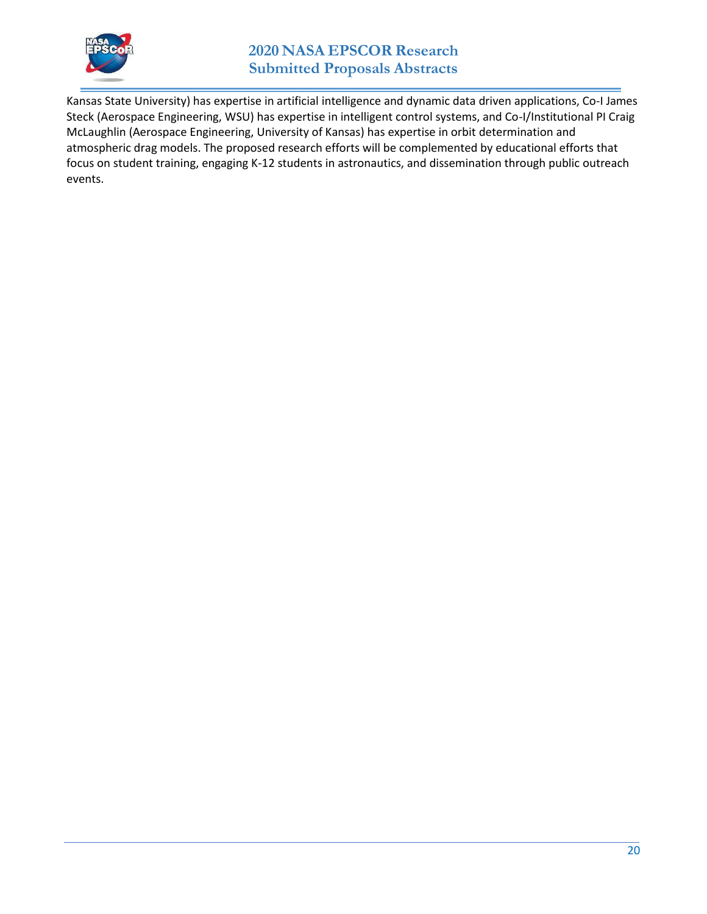Kansas State University) has expertise in artificial intelligence and dynamic data driven applications, Co-I James Steck (Aerospace Engineering, WSU) has expertise in intelligent control systems, and Co-I/Institutional PI Craig McLaughlin (Aerospace Engineering, University of Kansas) has expertise in orbit determination and atmospheric drag models. The proposed research efforts will be complemented by educational efforts that focus on student training, engaging K-12 students in astronautics, and dissemination through public outreach events.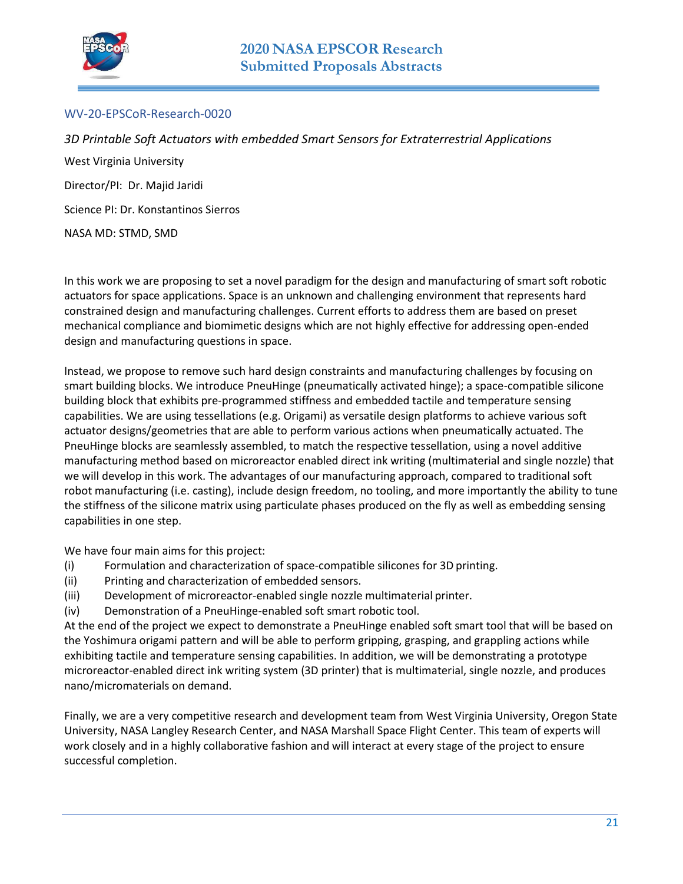## WV-20-EPSCoR-Research-0020

*3D Printable Soft Actuators with embedded Smart Sensors for Extraterrestrial Applications*

West Virginia University

Director/PI: Dr. Majid Jaridi

Science PI: Dr. Konstantinos Sierros

NASA MD: STMD, SMD

In this work we are proposing to set a novel paradigm for the design and manufacturing of smart soft robotic actuators for space applications. Space is an unknown and challenging environment that represents hard constrained design and manufacturing challenges. Current efforts to address them are based on preset mechanical compliance and biomimetic designs which are not highly effective for addressing open-ended design and manufacturing questions in space.

Instead, we propose to remove such hard design constraints and manufacturing challenges by focusing on smart building blocks. We introduce PneuHinge (pneumatically activated hinge); a space-compatible silicone building block that exhibits pre-programmed stiffness and embedded tactile and temperature sensing capabilities. We are using tessellations (e.g. Origami) as versatile design platforms to achieve various soft actuator designs/geometries that are able to perform various actions when pneumatically actuated. The PneuHinge blocks are seamlessly assembled, to match the respective tessellation, using a novel additive manufacturing method based on microreactor enabled direct ink writing (multimaterial and single nozzle) that we will develop in this work. The advantages of our manufacturing approach, compared to traditional soft robot manufacturing (i.e. casting), include design freedom, no tooling, and more importantly the ability to tune the stiffness of the silicone matrix using particulate phases produced on the fly as well as embedding sensing capabilities in one step.

We have four main aims for this project:

(i) Formulation and characterization of space-compatible silicones for 3D printing.
(ii) Printing and characterization of embedded sensors.
(iii) Development of microreactor-enabled single nozzle multimaterial printer.
(iv) Demonstration of a PneuHinge-enabled soft smart robotic tool.

At the end of the project we expect to demonstrate a PneuHinge enabled soft smart tool that will be based on the Yoshimura origami pattern and will be able to perform gripping, grasping, and grappling actions while exhibiting tactile and temperature sensing capabilities. In addition, we will be demonstrating a prototype microreactor-enabled direct ink writing system (3D printer) that is multimaterial, single nozzle, and produces nano/micromaterials on demand.

Finally, we are a very competitive research and development team from West Virginia University, Oregon State University, NASA Langley Research Center, and NASA Marshall Space Flight Center. This team of experts will work closely and in a highly collaborative fashion and will interact at every stage of the project to ensure successful completion.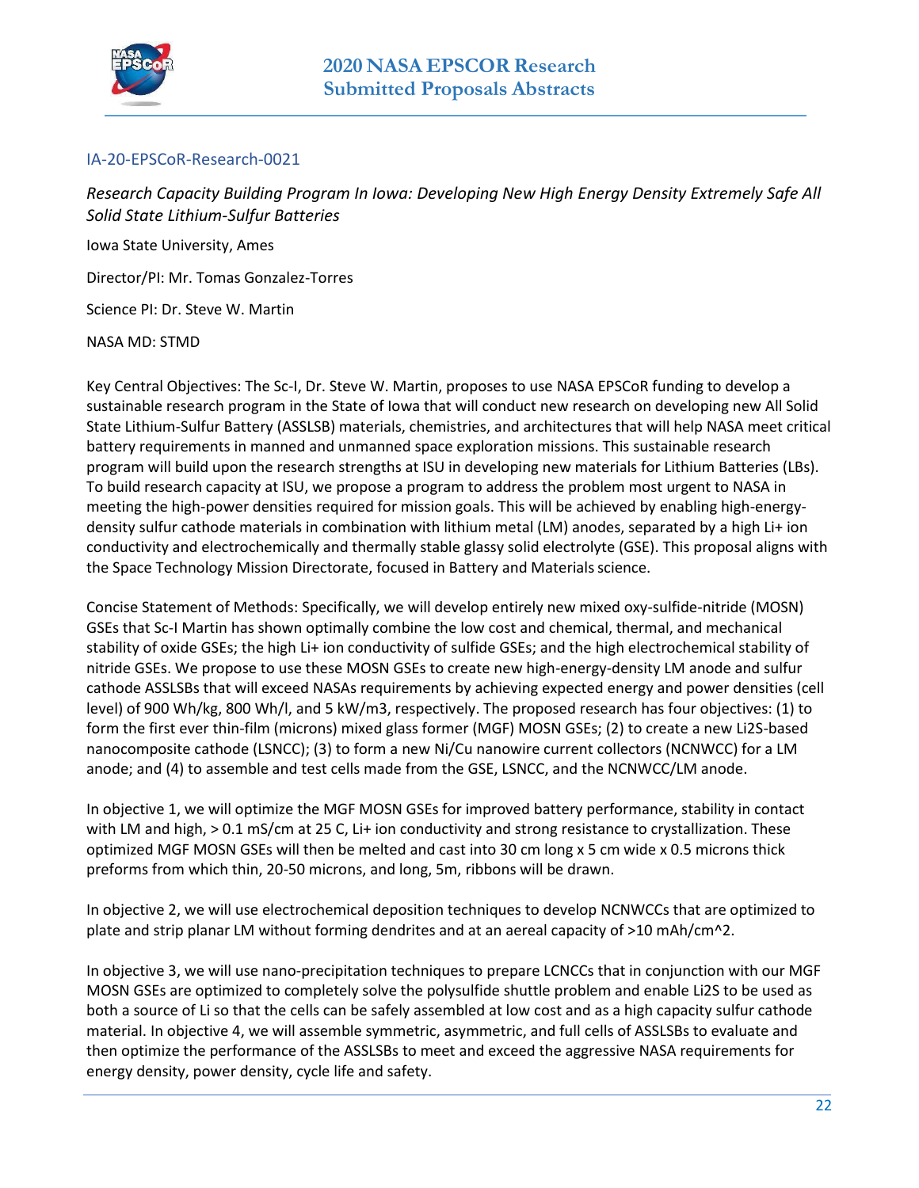## IA-20-EPSCoR-Research-0021

*Research Capacity Building Program In Iowa: Developing New High Energy Density Extremely Safe All Solid State Lithium-Sulfur Batteries*

Iowa State University, Ames

Director/PI: Mr. Tomas Gonzalez-Torres

Science PI: Dr. Steve W. Martin

NASA MD: STMD

Key Central Objectives: The Sc-I, Dr. Steve W. Martin, proposes to use NASA EPSCoR funding to develop a sustainable research program in the State of Iowa that will conduct new research on developing new All Solid State Lithium-Sulfur Battery (ASSLSB) materials, chemistries, and architectures that will help NASA meet critical battery requirements in manned and unmanned space exploration missions. This sustainable research program will build upon the research strengths at ISU in developing new materials for Lithium Batteries (LBs). To build research capacity at ISU, we propose a program to address the problem most urgent to NASA in meeting the high-power densities required for mission goals. This will be achieved by enabling high-energy-density sulfur cathode materials in combination with lithium metal (LM) anodes, separated by a high $Li^+$ ion conductivity and electrochemically and thermally stable glassy solid electrolyte (GSE). This proposal aligns with the Space Technology Mission Directorate, focused in Battery and Materials science.

Concise Statement of Methods: Specifically, we will develop entirely new mixed oxy-sulfide-nitride (MOSN) GSEs that Sc-I Martin has shown optimally combine the low cost and chemical, thermal, and mechanical stability of oxide GSEs; the high $Li^+$ ion conductivity of sulfide GSEs; and the high electrochemical stability of nitride GSEs. We propose to use these MOSN GSEs to create new high-energy-density LM anode and sulfur cathode ASSLSBs that will exceed NASAs requirements by achieving expected energy and power densities (cell level) of 900 Wh/kg, 800 Wh/l, and 5 kW/m3, respectively. The proposed research has four objectives: (1) to form the first ever thin-film (microns) mixed glass former (MGF) MOSN GSEs; (2) to create a new $Li_2S$-based nanocomposite cathode (LSNCC); (3) to form a new Ni/Cu nanowire current collectors (NCNWCC) for a LM anode; and (4) to assemble and test cells made from the GSE, LSNCC, and the NCNWCC/LM anode.

In objective 1, we will optimize the MGF MOSN GSEs for improved battery performance, stability in contact with LM and high, > 0.1 mS/cm at 25 C, $Li^+$ ion conductivity and strong resistance to crystallization. These optimized MGF MOSN GSEs will then be melted and cast into 30 cm long x 5 cm wide x 0.5 microns thick preforms from which thin, 20-50 microns, and long, 5m, ribbons will be drawn.

In objective 2, we will use electrochemical deposition techniques to develop NCNWCCs that are optimized to plate and strip planar LM without forming dendrites and at an aereal capacity of >10 mAh/cm^2.

In objective 3, we will use nano-precipitation techniques to prepare LCNCCs that in conjunction with our MGF MOSN GSEs are optimized to completely solve the polysulfide shuttle problem and enable $Li_2S$ to be used as both a source of Li so that the cells can be safely assembled at low cost and as a high capacity sulfur cathode material. In objective 4, we will assemble symmetric, asymmetric, and full cells of ASSLSBs to evaluate and then optimize the performance of the ASSLSBs to meet and exceed the aggressive NASA requirements for energy density, power density, cycle life and safety.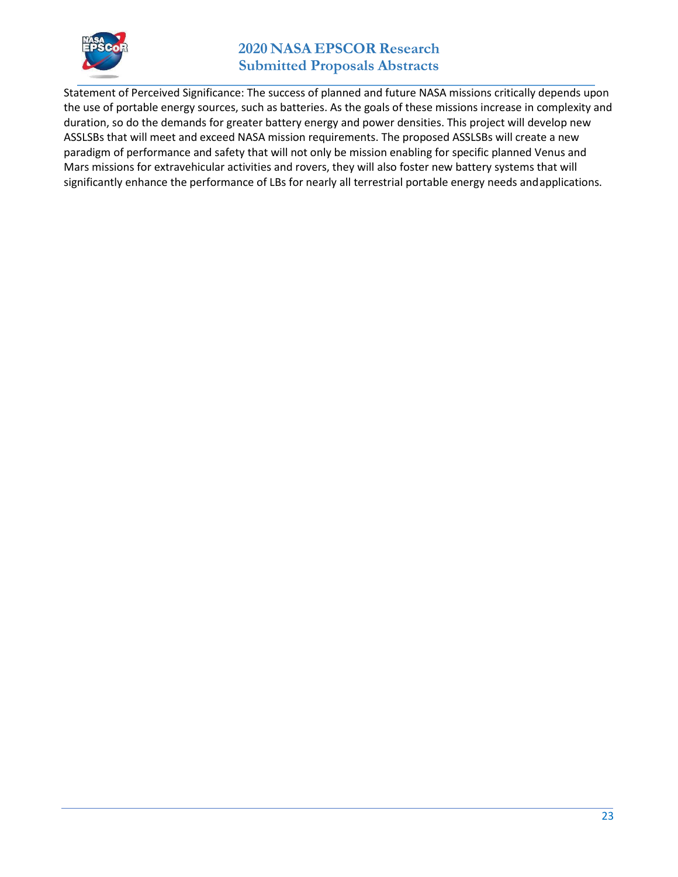Statement of Perceived Significance: The success of planned and future NASA missions critically depends upon the use of portable energy sources, such as batteries. As the goals of these missions increase in complexity and duration, so do the demands for greater battery energy and power densities. This project will develop new ASSLSBs that will meet and exceed NASA mission requirements. The proposed ASSLSBs will create a new paradigm of performance and safety that will not only be mission enabling for specific planned Venus and Mars missions for extravehicular activities and rovers, they will also foster new battery systems that will significantly enhance the performance of LBs for nearly all terrestrial portable energy needs and applications.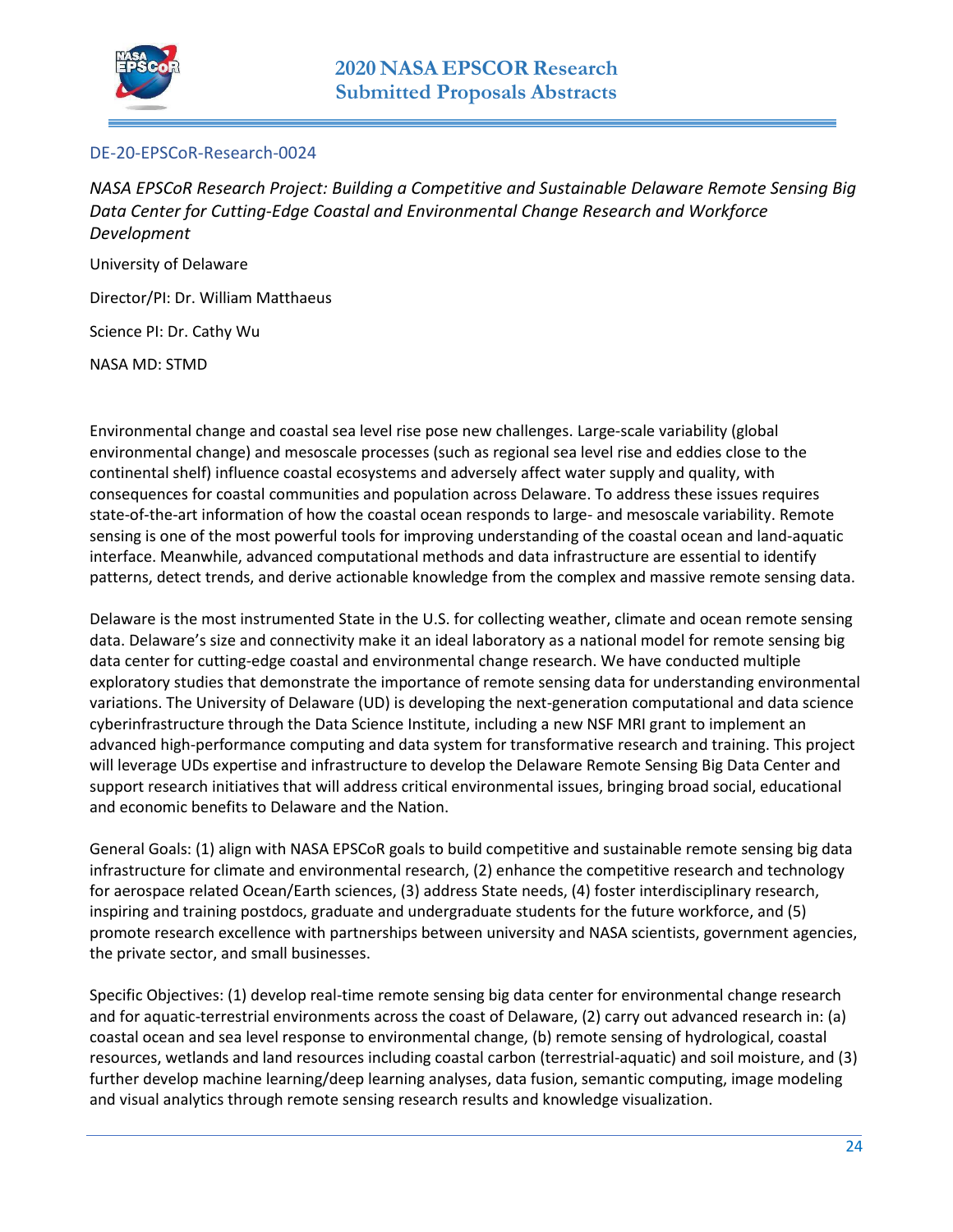## DE-20-EPSCoR-Research-0024

*NASA EPSCoR Research Project: Building a Competitive and Sustainable Delaware Remote Sensing Big Data Center for Cutting-Edge Coastal and Environmental Change Research and Workforce Development*

University of Delaware

Director/PI: Dr. William Matthaeus

Science PI: Dr. Cathy Wu

NASA MD: STMD

Environmental change and coastal sea level rise pose new challenges. Large-scale variability (global environmental change) and mesoscale processes (such as regional sea level rise and eddies close to the continental shelf) influence coastal ecosystems and adversely affect water supply and quality, with consequences for coastal communities and population across Delaware. To address these issues requires state-of-the-art information of how the coastal ocean responds to large- and mesoscale variability. Remote sensing is one of the most powerful tools for improving understanding of the coastal ocean and land-aquatic interface. Meanwhile, advanced computational methods and data infrastructure are essential to identify patterns, detect trends, and derive actionable knowledge from the complex and massive remote sensing data.

Delaware is the most instrumented State in the U.S. for collecting weather, climate and ocean remote sensing data. Delaware's size and connectivity make it an ideal laboratory as a national model for remote sensing big data center for cutting-edge coastal and environmental change research. We have conducted multiple exploratory studies that demonstrate the importance of remote sensing data for understanding environmental variations. The University of Delaware (UD) is developing the next-generation computational and data science cyberinfrastructure through the Data Science Institute, including a new NSF MRI grant to implement an advanced high-performance computing and data system for transformative research and training. This project will leverage UDs expertise and infrastructure to develop the Delaware Remote Sensing Big Data Center and support research initiatives that will address critical environmental issues, bringing broad social, educational and economic benefits to Delaware and the Nation.

General Goals: (1) align with NASA EPSCoR goals to build competitive and sustainable remote sensing big data infrastructure for climate and environmental research, (2) enhance the competitive research and technology for aerospace related Ocean/Earth sciences, (3) address State needs, (4) foster interdisciplinary research, inspiring and training postdocs, graduate and undergraduate students for the future workforce, and (5) promote research excellence with partnerships between university and NASA scientists, government agencies, the private sector, and small businesses.

Specific Objectives: (1) develop real-time remote sensing big data center for environmental change research and for aquatic-terrestrial environments across the coast of Delaware, (2) carry out advanced research in: (a) coastal ocean and sea level response to environmental change, (b) remote sensing of hydrological, coastal resources, wetlands and land resources including coastal carbon (terrestrial-aquatic) and soil moisture, and (3) further develop machine learning/deep learning analyses, data fusion, semantic computing, image modeling and visual analytics through remote sensing research results and knowledge visualization.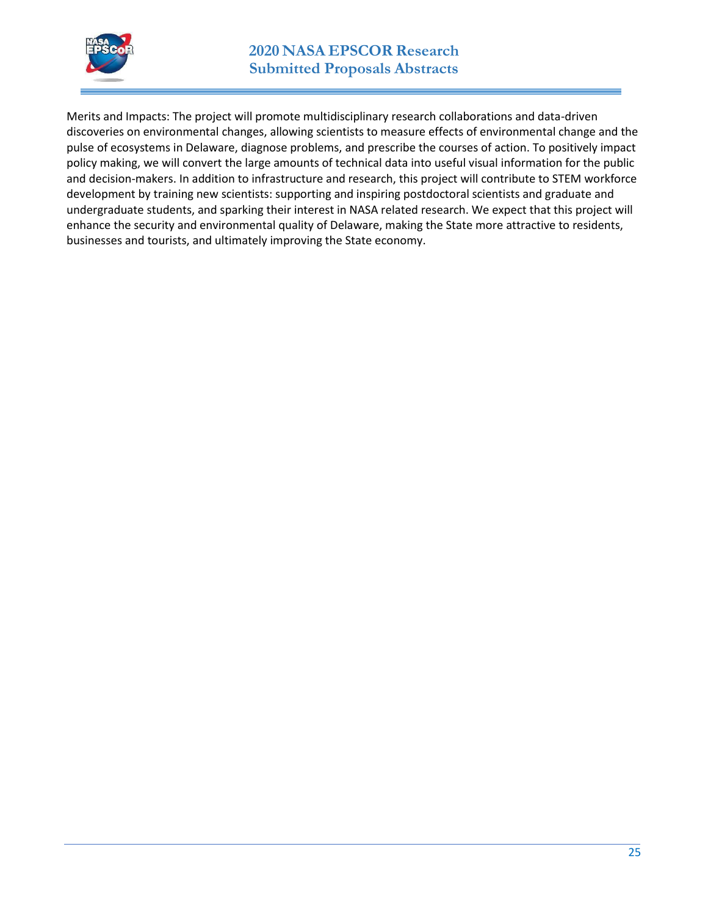Merits and Impacts: The project will promote multidisciplinary research collaborations and data-driven discoveries on environmental changes, allowing scientists to measure effects of environmental change and the pulse of ecosystems in Delaware, diagnose problems, and prescribe the courses of action. To positively impact policy making, we will convert the large amounts of technical data into useful visual information for the public and decision-makers. In addition to infrastructure and research, this project will contribute to STEM workforce development by training new scientists: supporting and inspiring postdoctoral scientists and graduate and undergraduate students, and sparking their interest in NASA related research. We expect that this project will enhance the security and environmental quality of Delaware, making the State more attractive to residents, businesses and tourists, and ultimately improving the State economy.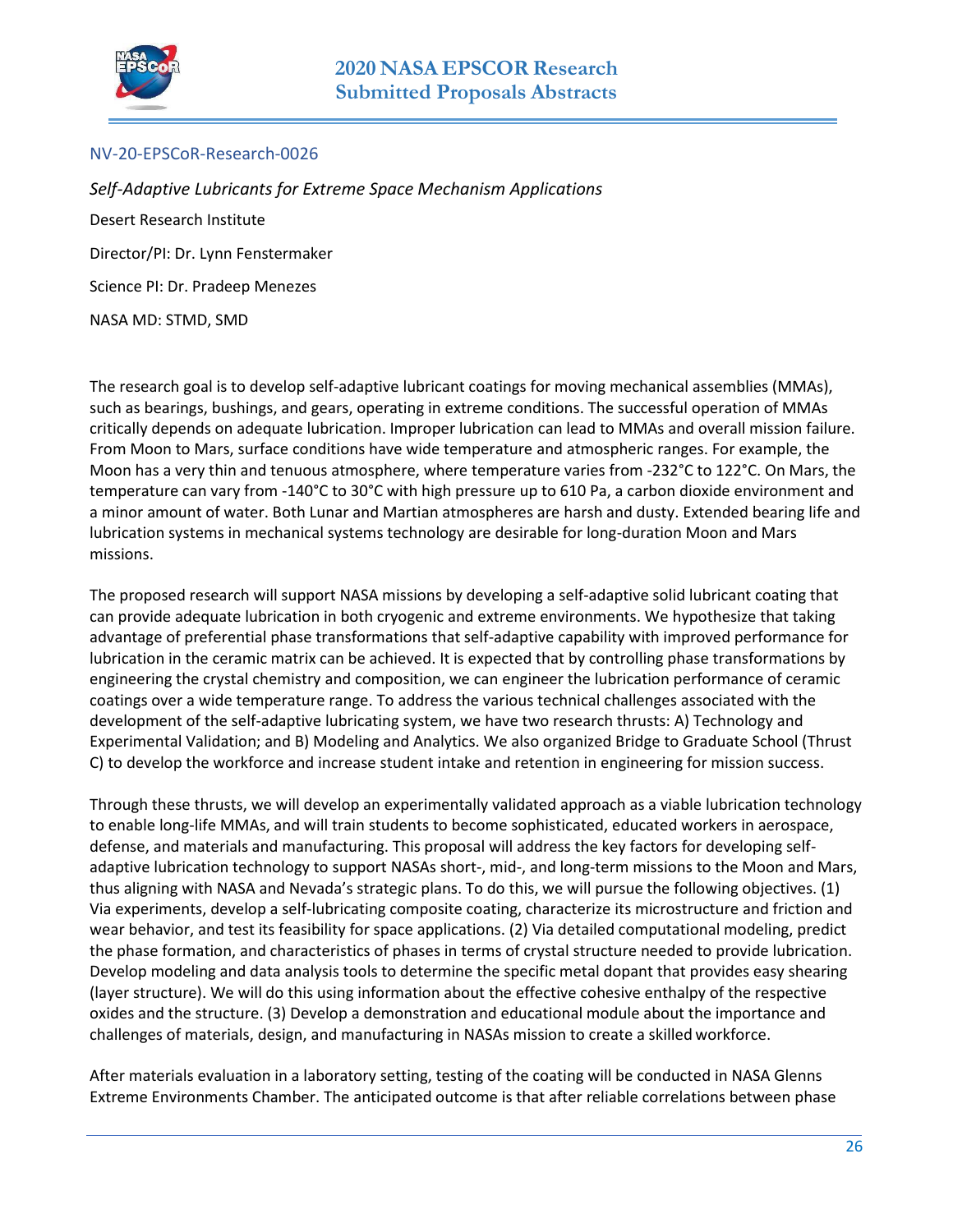NV-20-EPSCoR-Research-0026

*Self-Adaptive Lubricants for Extreme Space Mechanism Applications*

Desert Research Institute

Director/PI: Dr. Lynn Fenstermaker

Science PI: Dr. Pradeep Menezes

NASA MD: STMD, SMD

The research goal is to develop self-adaptive lubricant coatings for moving mechanical assemblies (MMAs), such as bearings, bushings, and gears, operating in extreme conditions. The successful operation of MMAs critically depends on adequate lubrication. Improper lubrication can lead to MMAs and overall mission failure. From Moon to Mars, surface conditions have wide temperature and atmospheric ranges. For example, the Moon has a very thin and tenuous atmosphere, where temperature varies from -232°C to 122°C. On Mars, the temperature can vary from -140°C to 30°C with high pressure up to 610 Pa, a carbon dioxide environment and a minor amount of water. Both Lunar and Martian atmospheres are harsh and dusty. Extended bearing life and lubrication systems in mechanical systems technology are desirable for long-duration Moon and Mars missions.

The proposed research will support NASA missions by developing a self-adaptive solid lubricant coating that can provide adequate lubrication in both cryogenic and extreme environments. We hypothesize that taking advantage of preferential phase transformations that self-adaptive capability with improved performance for lubrication in the ceramic matrix can be achieved. It is expected that by controlling phase transformations by engineering the crystal chemistry and composition, we can engineer the lubrication performance of ceramic coatings over a wide temperature range. To address the various technical challenges associated with the development of the self-adaptive lubricating system, we have two research thrusts: A) Technology and Experimental Validation; and B) Modeling and Analytics. We also organized Bridge to Graduate School (Thrust C) to develop the workforce and increase student intake and retention in engineering for mission success.

Through these thrusts, we will develop an experimentally validated approach as a viable lubrication technology to enable long-life MMAs, and will train students to become sophisticated, educated workers in aerospace, defense, and materials and manufacturing. This proposal will address the key factors for developing self-adaptive lubrication technology to support NASAs short-, mid-, and long-term missions to the Moon and Mars, thus aligning with NASA and Nevada's strategic plans. To do this, we will pursue the following objectives. (1) Via experiments, develop a self-lubricating composite coating, characterize its microstructure and friction and wear behavior, and test its feasibility for space applications. (2) Via detailed computational modeling, predict the phase formation, and characteristics of phases in terms of crystal structure needed to provide lubrication. Develop modeling and data analysis tools to determine the specific metal dopant that provides easy shearing (layer structure). We will do this using information about the effective cohesive enthalpy of the respective oxides and the structure. (3) Develop a demonstration and educational module about the importance and challenges of materials, design, and manufacturing in NASAs mission to create a skilled workforce.

After materials evaluation in a laboratory setting, testing of the coating will be conducted in NASA Glenns Extreme Environments Chamber. The anticipated outcome is that after reliable correlations between phase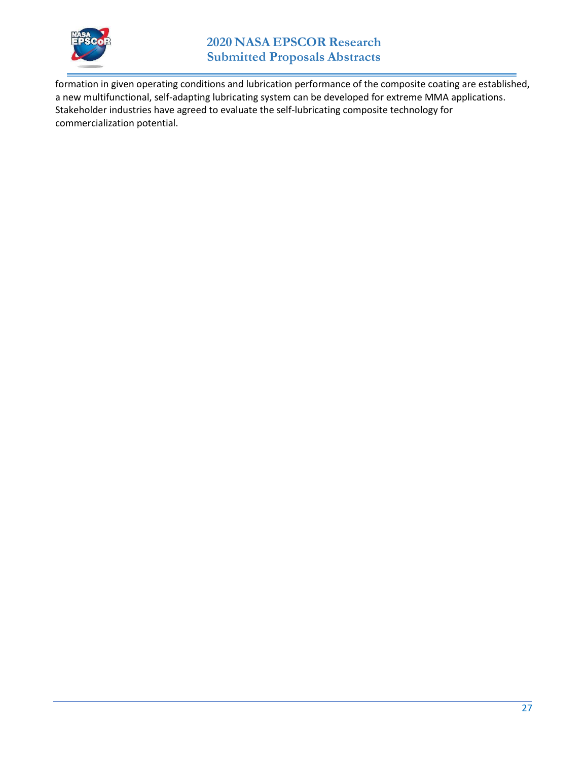formation in given operating conditions and lubrication performance of the composite coating are established, a new multifunctional, self-adapting lubricating system can be developed for extreme MMA applications. Stakeholder industries have agreed to evaluate the self-lubricating composite technology for commercialization potential.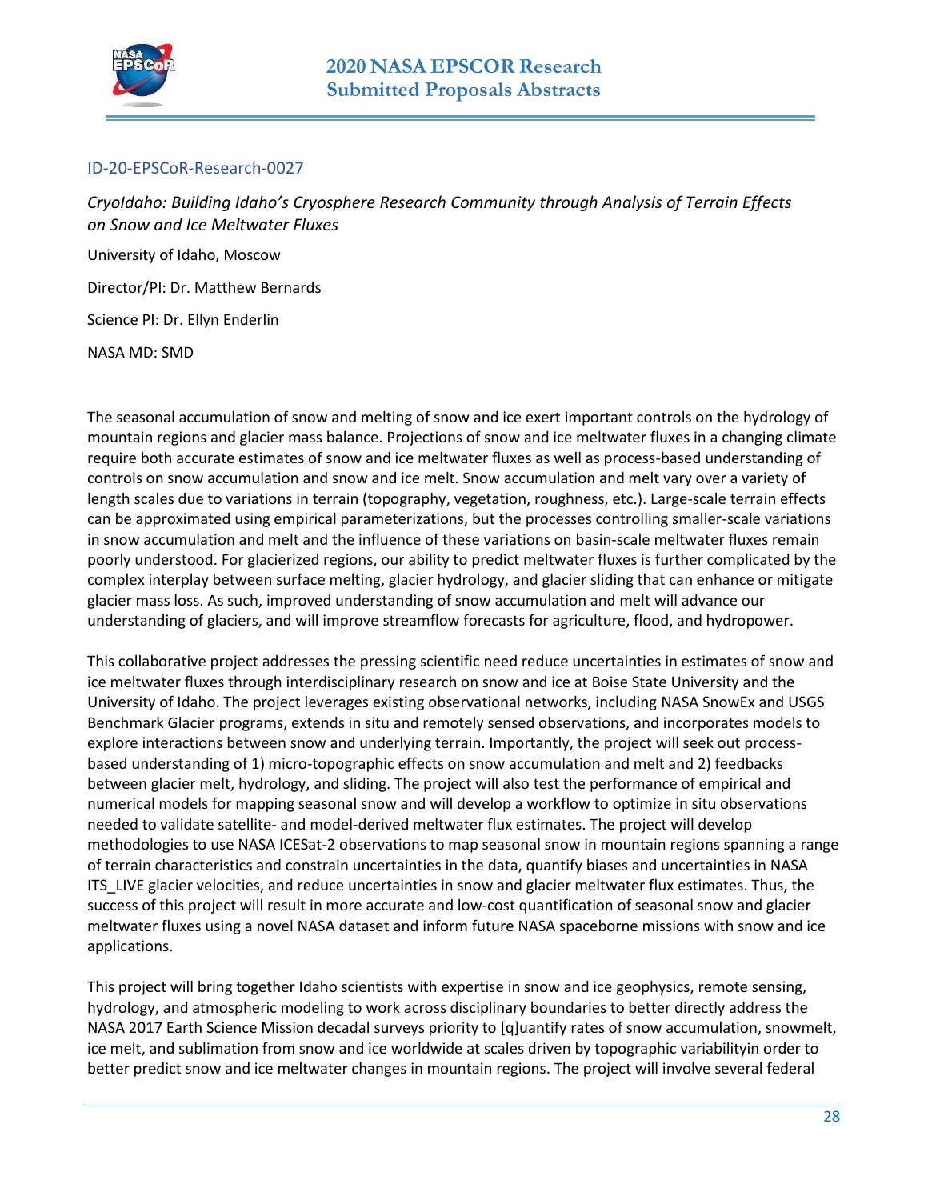ID-20-EPSCoR-Research-0027

*CryoIdaho: Building Idaho's Cryosphere Research Community through Analysis of Terrain Effects on Snow and Ice Meltwater Fluxes*

University of Idaho, Moscow

Director/PI: Dr. Matthew Bernards

Science PI: Dr. Ellyn Enderlin

NASA MD: SMD

The seasonal accumulation of snow and melting of snow and ice exert important controls on the hydrology of mountain regions and glacier mass balance. Projections of snow and ice meltwater fluxes in a changing climate require both accurate estimates of snow and ice meltwater fluxes as well as process-based understanding of controls on snow accumulation and snow and ice melt. Snow accumulation and melt vary over a variety of length scales due to variations in terrain (topography, vegetation, roughness, etc.). Large-scale terrain effects can be approximated using empirical parameterizations, but the processes controlling smaller-scale variations in snow accumulation and melt and the influence of these variations on basin-scale meltwater fluxes remain poorly understood. For glacierized regions, our ability to predict meltwater fluxes is further complicated by the complex interplay between surface melting, glacier hydrology, and glacier sliding that can enhance or mitigate glacier mass loss. As such, improved understanding of snow accumulation and melt will advance our understanding of glaciers, and will improve streamflow forecasts for agriculture, flood, and hydropower.

This collaborative project addresses the pressing scientific need reduce uncertainties in estimates of snow and ice meltwater fluxes through interdisciplinary research on snow and ice at Boise State University and the University of Idaho. The project leverages existing observational networks, including NASA SnowEx and USGS Benchmark Glacier programs, extends in situ and remotely sensed observations, and incorporates models to explore interactions between snow and underlying terrain. Importantly, the project will seek out process-based understanding of 1) micro-topographic effects on snow accumulation and melt and 2) feedbacks between glacier melt, hydrology, and sliding. The project will also test the performance of empirical and numerical models for mapping seasonal snow and will develop a workflow to optimize in situ observations needed to validate satellite- and model-derived meltwater flux estimates. The project will develop methodologies to use NASA ICESat-2 observations to map seasonal snow in mountain regions spanning a range of terrain characteristics and constrain uncertainties in the data, quantify biases and uncertainties in NASA ITS_LIVE glacier velocities, and reduce uncertainties in snow and glacier meltwater flux estimates. Thus, the success of this project will result in more accurate and low-cost quantification of seasonal snow and glacier meltwater fluxes using a novel NASA dataset and inform future NASA spaceborne missions with snow and ice applications.

This project will bring together Idaho scientists with expertise in snow and ice geophysics, remote sensing, hydrology, and atmospheric modeling to work across disciplinary boundaries to better directly address the NASA 2017 Earth Science Mission decadal surveys priority to [q]uantify rates of snow accumulation, snowmelt, ice melt, and sublimation from snow and ice worldwide at scales driven by topographic variabilityin order to better predict snow and ice meltwater changes in mountain regions. The project will involve several federal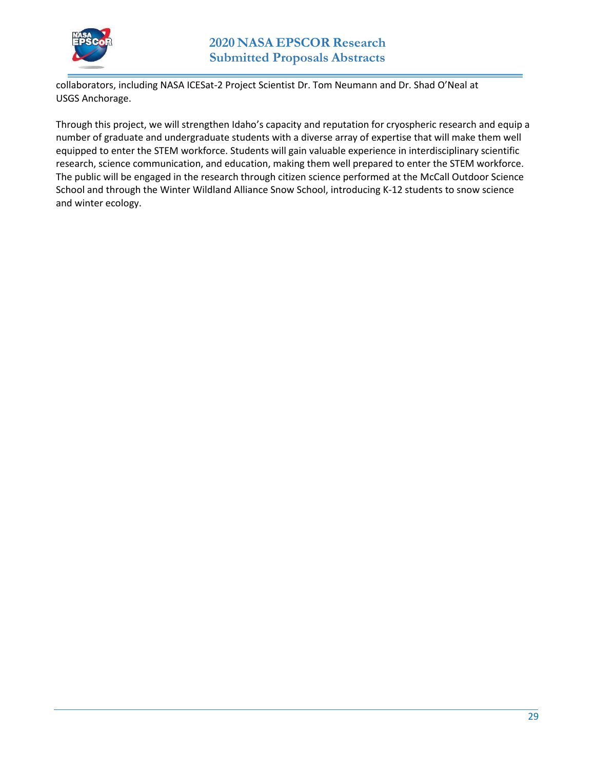collaborators, including NASA ICESat-2 Project Scientist Dr. Tom Neumann and Dr. Shad O'Neal at USGS Anchorage.

Through this project, we will strengthen Idaho's capacity and reputation for cryospheric research and equip a number of graduate and undergraduate students with a diverse array of expertise that will make them well equipped to enter the STEM workforce. Students will gain valuable experience in interdisciplinary scientific research, science communication, and education, making them well prepared to enter the STEM workforce. The public will be engaged in the research through citizen science performed at the McCall Outdoor Science School and through the Winter Wildland Alliance Snow School, introducing K-12 students to snow science and winter ecology.